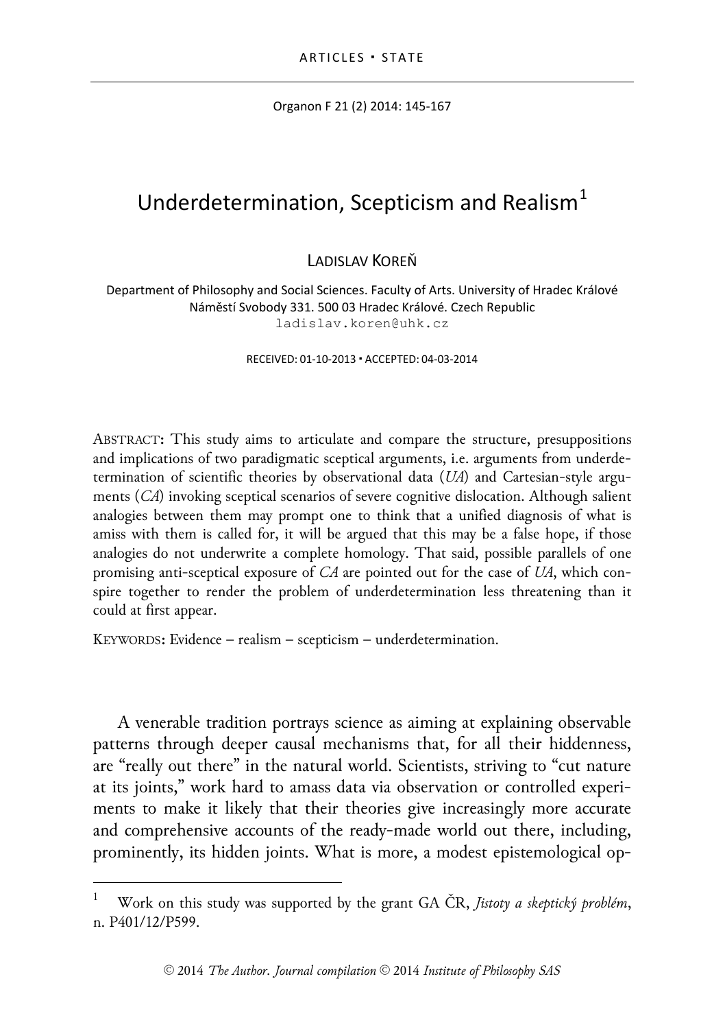ARTICLES ▪ STATE

# Underdetermination, Scepticism and Realism[1]

LADISLAV KOREŇ

Department of Philosophy and Social Sciences. Faculty of Arts. University of Hradec Králové
Náměstí Svobody 331. 500 03 Hradec Králové. Czech Republic
ladislav.koren@uhk.cz

RECEIVED: 01-10-2013 ▪ ACCEPTED: 04-03-2014

ABSTRACT: This study aims to articulate and compare the structure, presuppositions and implications of two paradigmatic sceptical arguments, i.e. arguments from underdetermination of scientific theories by observational data (*UA*) and Cartesian-style arguments (*CA*) invoking sceptical scenarios of severe cognitive dislocation. Although salient analogies between them may prompt one to think that a unified diagnosis of what is amiss with them is called for, it will be argued that this may be a false hope, if those analogies do not underwrite a complete homology. That said, possible parallels of one promising anti-sceptical exposure of *CA* are pointed out for the case of *UA*, which conspire together to render the problem of underdetermination less threatening than it could at first appear.

KEYWORDS: Evidence – realism – scepticism – underdetermination.

A venerable tradition portrays science as aiming at explaining observable patterns through deeper causal mechanisms that, for all their hiddenness, are "really out there" in the natural world. Scientists, striving to "cut nature at its joints," work hard to amass data via observation or controlled experiments to make it likely that their theories give increasingly more accurate and comprehensive accounts of the ready-made world out there, including, prominently, its hidden joints. What is more, a modest epistemological op-

[1] Work on this study was supported by the grant GA ČR, *Jistoty a skeptický problém*, n. P401/12/P599.

© 2014 *The Author. Journal compilation* © 2014 *Institute of Philosophy SAS*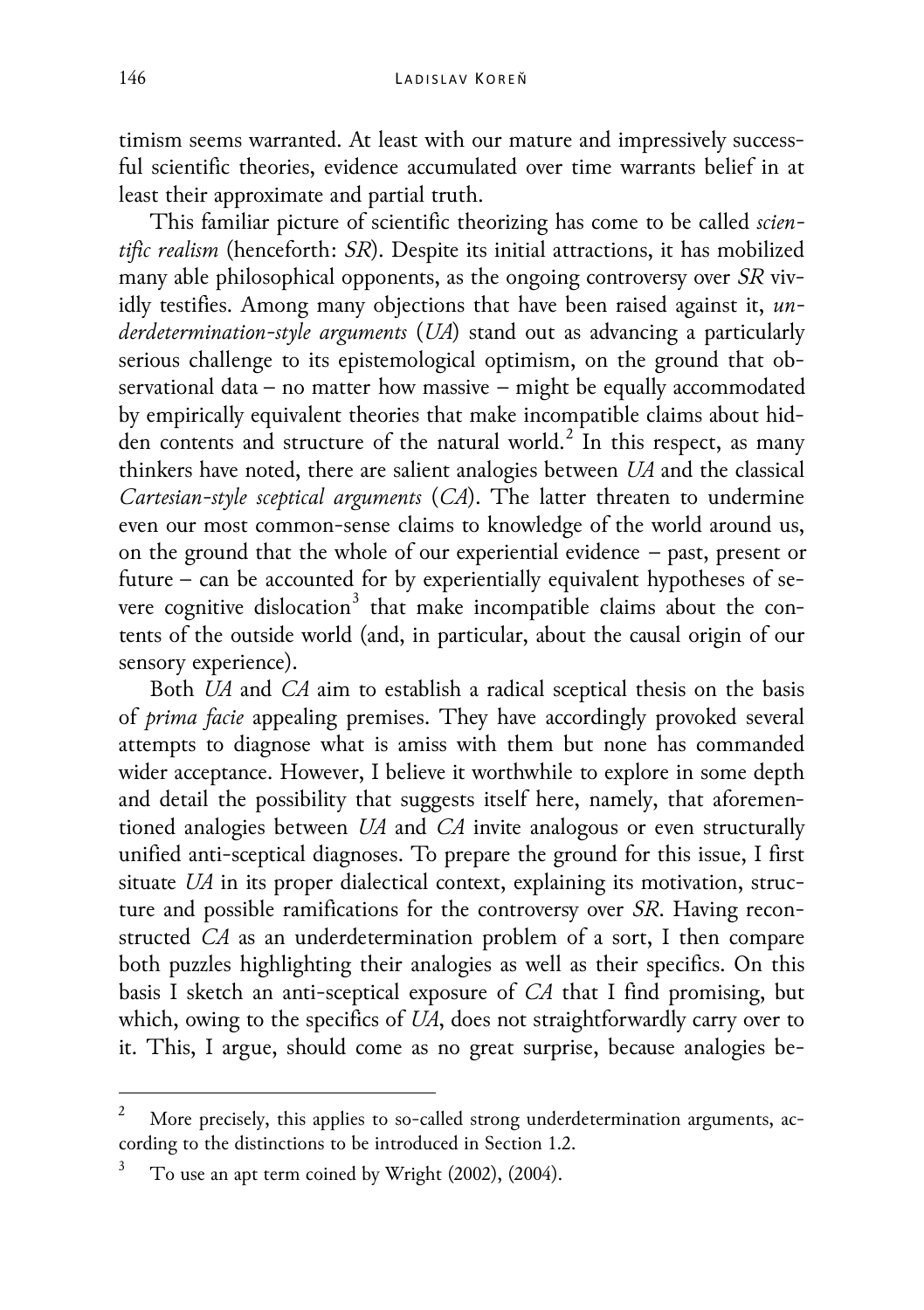timism seems warranted. At least with our mature and impressively successful scientific theories, evidence accumulated over time warrants belief in at least their approximate and partial truth.

This familiar picture of scientific theorizing has come to be called *scientific realism* (henceforth: *SR*). Despite its initial attractions, it has mobilized many able philosophical opponents, as the ongoing controversy over *SR* vividly testifies. Among many objections that have been raised against it, *underdetermination-style arguments* (*UA*) stand out as advancing a particularly serious challenge to its epistemological optimism, on the ground that observational data – no matter how massive – might be equally accommodated by empirically equivalent theories that make incompatible claims about hidden contents and structure of the natural world.[2] In this respect, as many thinkers have noted, there are salient analogies between *UA* and the classical *Cartesian-style sceptical arguments* (*CA*). The latter threaten to undermine even our most common-sense claims to knowledge of the world around us, on the ground that the whole of our experiential evidence – past, present or future – can be accounted for by experientially equivalent hypotheses of severe cognitive dislocation[3] that make incompatible claims about the contents of the outside world (and, in particular, about the causal origin of our sensory experience).

Both *UA* and *CA* aim to establish a radical sceptical thesis on the basis of *prima facie* appealing premises. They have accordingly provoked several attempts to diagnose what is amiss with them but none has commanded wider acceptance. However, I believe it worthwhile to explore in some depth and detail the possibility that suggests itself here, namely, that aforementioned analogies between *UA* and *CA* invite analogous or even structurally unified anti-sceptical diagnoses. To prepare the ground for this issue, I first situate *UA* in its proper dialectical context, explaining its motivation, structure and possible ramifications for the controversy over *SR*. Having reconstructed *CA* as an underdetermination problem of a sort, I then compare both puzzles highlighting their analogies as well as their specifics. On this basis I sketch an anti-sceptical exposure of *CA* that I find promising, but which, owing to the specifics of *UA*, does not straightforwardly carry over to it. This, I argue, should come as no great surprise, because analogies be-

---

[2] More precisely, this applies to so-called strong underdetermination arguments, according to the distinctions to be introduced in Section 1.2.

[3] To use an apt term coined by Wright (2002), (2004).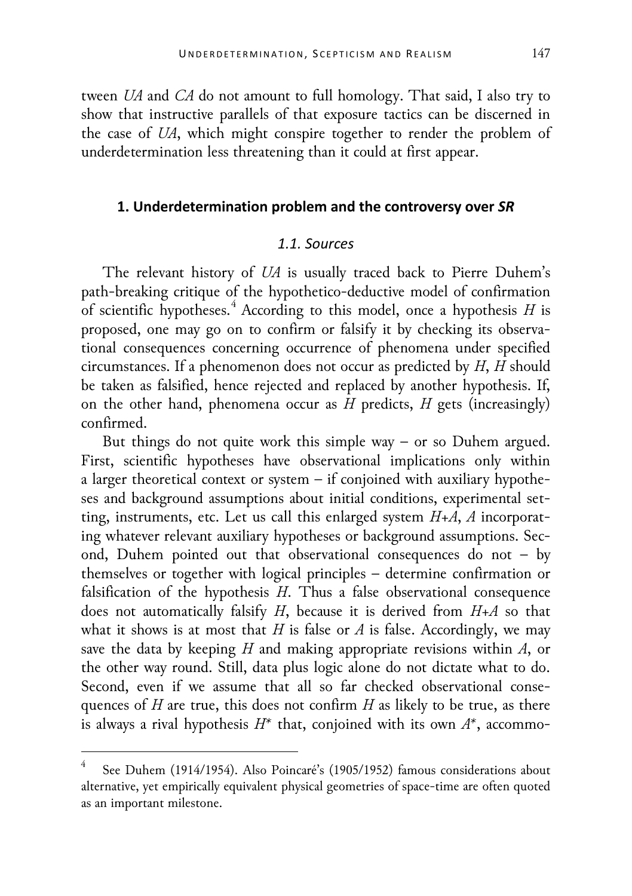tween *UA* and *CA* do not amount to full homology. That said, I also try to show that instructive parallels of that exposure tactics can be discerned in the case of *UA*, which might conspire together to render the problem of underdetermination less threatening than it could at first appear.

## 1. Underdetermination problem and the controversy over *SR*

### *1.1. Sources*

The relevant history of *UA* is usually traced back to Pierre Duhem's path-breaking critique of the hypothetico-deductive model of confirmation of scientific hypotheses.[4] According to this model, once a hypothesis *H* is proposed, one may go on to confirm or falsify it by checking its observational consequences concerning occurrence of phenomena under specified circumstances. If a phenomenon does not occur as predicted by *H*, *H* should be taken as falsified, hence rejected and replaced by another hypothesis. If, on the other hand, phenomena occur as *H* predicts, *H* gets (increasingly) confirmed.

But things do not quite work this simple way – or so Duhem argued. First, scientific hypotheses have observational implications only within a larger theoretical context or system – if conjoined with auxiliary hypotheses and background assumptions about initial conditions, experimental setting, instruments, etc. Let us call this enlarged system *H+A*, *A* incorporating whatever relevant auxiliary hypotheses or background assumptions. Second, Duhem pointed out that observational consequences do not – by themselves or together with logical principles – determine confirmation or falsification of the hypothesis *H*. Thus a false observational consequence does not automatically falsify *H*, because it is derived from *H+A* so that what it shows is at most that *H* is false or *A* is false. Accordingly, we may save the data by keeping *H* and making appropriate revisions within *A*, or the other way round. Still, data plus logic alone do not dictate what to do. Second, even if we assume that all so far checked observational consequences of *H* are true, this does not confirm *H* as likely to be true, as there is always a rival hypothesis *H\** that, conjoined with its own *A\**, accommo-

---

[4] See Duhem (1914/1954). Also Poincaré's (1905/1952) famous considerations about alternative, yet empirically equivalent physical geometries of space-time are often quoted as an important milestone.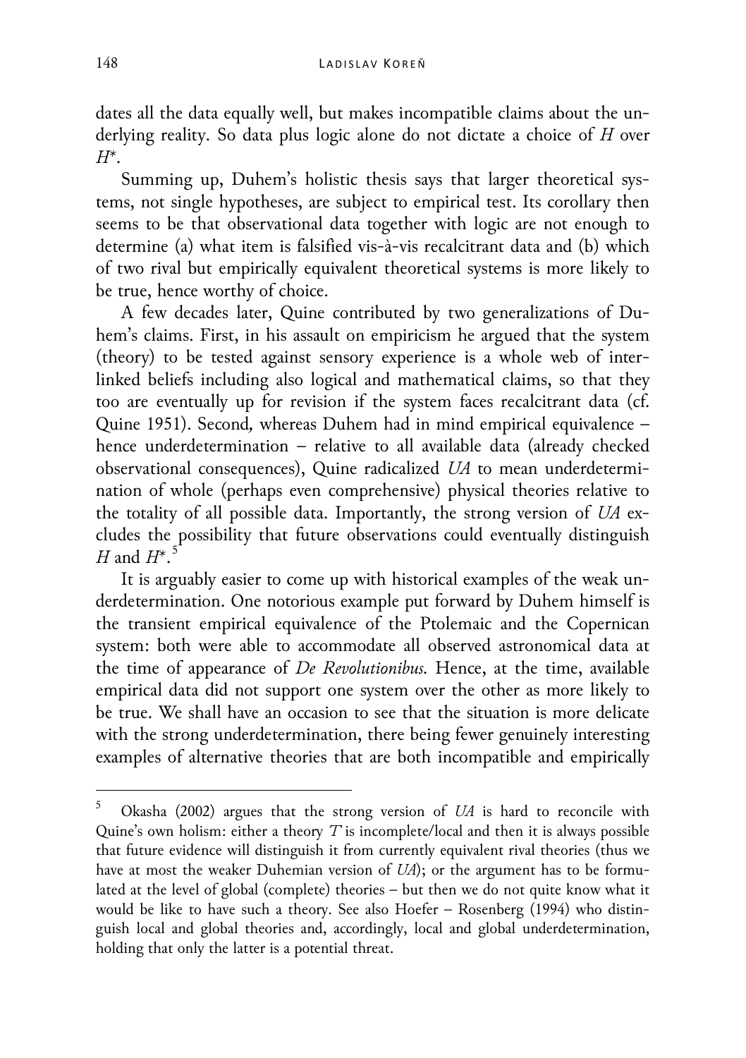dates all the data equally well, but makes incompatible claims about the underlying reality. So data plus logic alone do not dictate a choice of *H* over *H\**.

Summing up, Duhem's holistic thesis says that larger theoretical systems, not single hypotheses, are subject to empirical test. Its corollary then seems to be that observational data together with logic are not enough to determine (a) what item is falsified vis-à-vis recalcitrant data and (b) which of two rival but empirically equivalent theoretical systems is more likely to be true, hence worthy of choice.

A few decades later, Quine contributed by two generalizations of Duhem's claims. First, in his assault on empiricism he argued that the system (theory) to be tested against sensory experience is a whole web of interlinked beliefs including also logical and mathematical claims, so that they too are eventually up for revision if the system faces recalcitrant data (cf. Quine 1951). Second, whereas Duhem had in mind empirical equivalence – hence underdetermination – relative to all available data (already checked observational consequences), Quine radicalized *UA* to mean underdetermination of whole (perhaps even comprehensive) physical theories relative to the totality of all possible data. Importantly, the strong version of *UA* excludes the possibility that future observations could eventually distinguish *H* and *H\**.[5]

It is arguably easier to come up with historical examples of the weak underdetermination. One notorious example put forward by Duhem himself is the transient empirical equivalence of the Ptolemaic and the Copernican system: both were able to accommodate all observed astronomical data at the time of appearance of *De Revolutionibus*. Hence, at the time, available empirical data did not support one system over the other as more likely to be true. We shall have an occasion to see that the situation is more delicate with the strong underdetermination, there being fewer genuinely interesting examples of alternative theories that are both incompatible and empirically

---

[5] Okasha (2002) argues that the strong version of *UA* is hard to reconcile with Quine's own holism: either a theory *T* is incomplete/local and then it is always possible that future evidence will distinguish it from currently equivalent rival theories (thus we have at most the weaker Duhemian version of *UA*); or the argument has to be formulated at the level of global (complete) theories – but then we do not quite know what it would be like to have such a theory. See also Hoefer – Rosenberg (1994) who distinguish local and global theories and, accordingly, local and global underdetermination, holding that only the latter is a potential threat.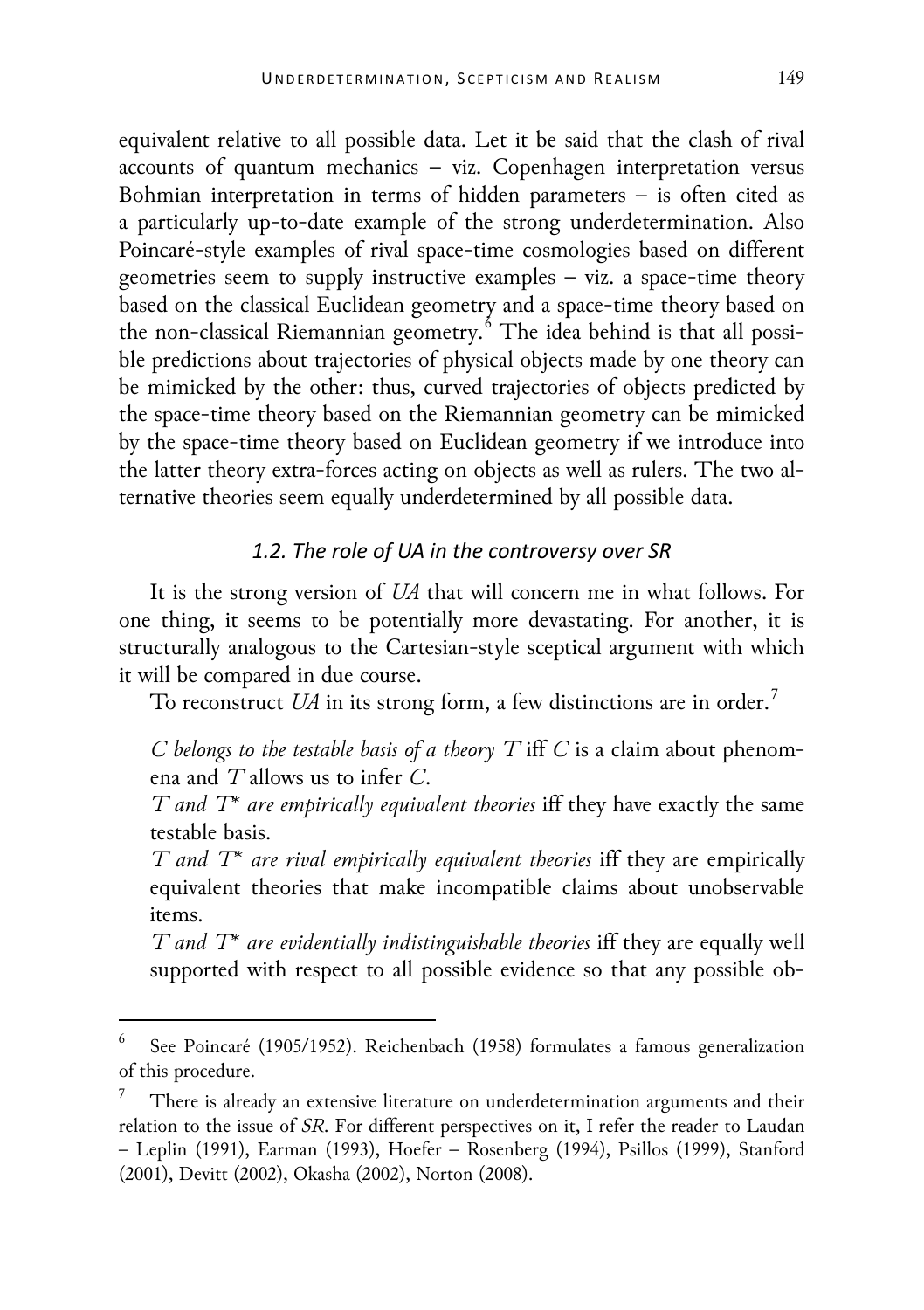equivalent relative to all possible data. Let it be said that the clash of rival accounts of quantum mechanics – viz. Copenhagen interpretation versus Bohmian interpretation in terms of hidden parameters – is often cited as a particularly up-to-date example of the strong underdetermination. Also Poincaré-style examples of rival space-time cosmologies based on different geometries seem to supply instructive examples – viz. a space-time theory based on the classical Euclidean geometry and a space-time theory based on the non-classical Riemannian geometry.[6] The idea behind is that all possible predictions about trajectories of physical objects made by one theory can be mimicked by the other: thus, curved trajectories of objects predicted by the space-time theory based on the Riemannian geometry can be mimicked by the space-time theory based on Euclidean geometry if we introduce into the latter theory extra-forces acting on objects as well as rulers. The two alternative theories seem equally underdetermined by all possible data.

### *1.2. The role of UA in the controversy over SR*

It is the strong version of *UA* that will concern me in what follows. For one thing, it seems to be potentially more devastating. For another, it is structurally analogous to the Cartesian-style sceptical argument with which it will be compared in due course.

To reconstruct *UA* in its strong form, a few distinctions are in order.[7]

> *C belongs to the testable basis of a theory T* iff *C* is a claim about phenomena and *T* allows us to infer *C*.
>
> *T and T\* are empirically equivalent theories* iff they have exactly the same testable basis.
>
> *T and T\* are rival empirically equivalent theories* iff they are empirically equivalent theories that make incompatible claims about unobservable items.
>
> *T and T\* are evidentially indistinguishable theories* iff they are equally well supported with respect to all possible evidence so that any possible ob-

---

[6] See Poincaré (1905/1952). Reichenbach (1958) formulates a famous generalization of this procedure.

[7] There is already an extensive literature on underdetermination arguments and their relation to the issue of *SR*. For different perspectives on it, I refer the reader to Laudan – Leplin (1991), Earman (1993), Hoefer – Rosenberg (1994), Psillos (1999), Stanford (2001), Devitt (2002), Okasha (2002), Norton (2008).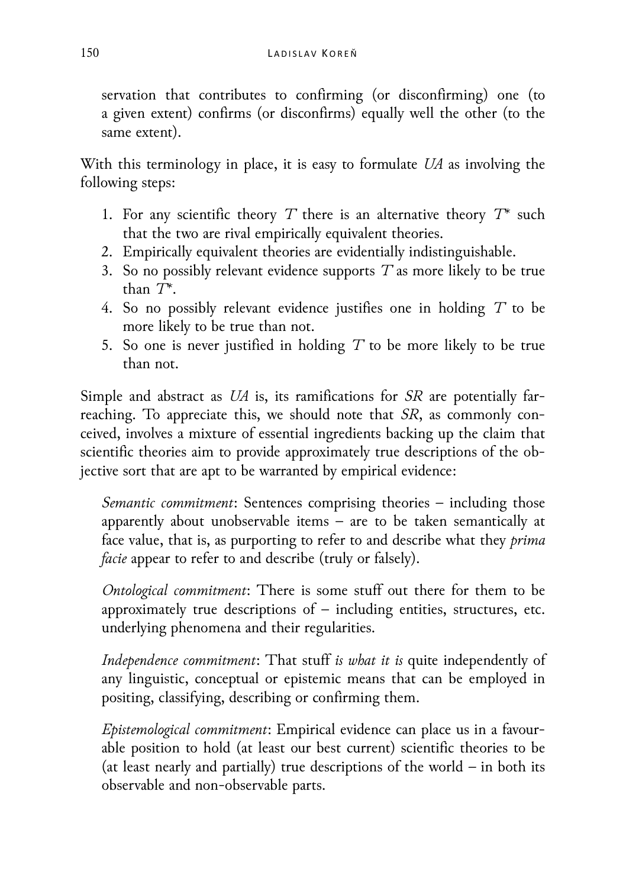servation that contributes to confirming (or disconfirming) one (to a given extent) confirms (or disconfirms) equally well the other (to the same extent).

With this terminology in place, it is easy to formulate *UA* as involving the following steps:

1. For any scientific theory $T$ there is an alternative theory $T^*$ such that the two are rival empirically equivalent theories.
2. Empirically equivalent theories are evidentially indistinguishable.
3. So no possibly relevant evidence supports $T$ as more likely to be true than $T^*$.
4. So no possibly relevant evidence justifies one in holding $T$ to be more likely to be true than not.
5. So one is never justified in holding $T$ to be more likely to be true than not.

Simple and abstract as *UA* is, its ramifications for *SR* are potentially far-reaching. To appreciate this, we should note that *SR*, as commonly conceived, involves a mixture of essential ingredients backing up the claim that scientific theories aim to provide approximately true descriptions of the objective sort that are apt to be warranted by empirical evidence:

*Semantic commitment*: Sentences comprising theories – including those apparently about unobservable items – are to be taken semantically at face value, that is, as purporting to refer to and describe what they *prima facie* appear to refer to and describe (truly or falsely).

*Ontological commitment*: There is some stuff out there for them to be approximately true descriptions of – including entities, structures, etc. underlying phenomena and their regularities.

*Independence commitment*: That stuff *is what it is* quite independently of any linguistic, conceptual or epistemic means that can be employed in positing, classifying, describing or confirming them.

*Epistemological commitment*: Empirical evidence can place us in a favourable position to hold (at least our best current) scientific theories to be (at least nearly and partially) true descriptions of the world – in both its observable and non-observable parts.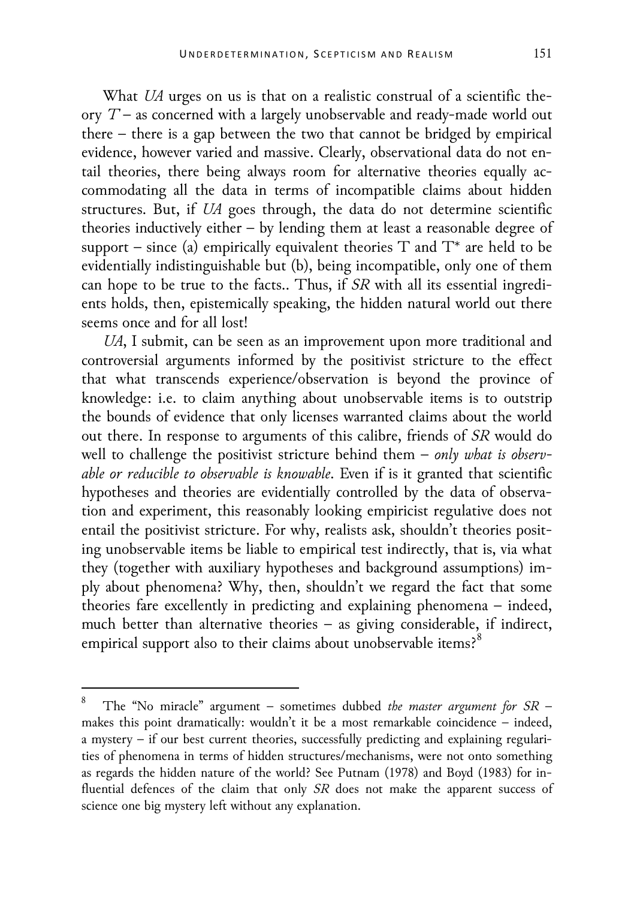What *UA* urges on us is that on a realistic construal of a scientific theory $T$ – as concerned with a largely unobservable and ready-made world out there – there is a gap between the two that cannot be bridged by empirical evidence, however varied and massive. Clearly, observational data do not entail theories, there being always room for alternative theories equally accommodating all the data in terms of incompatible claims about hidden structures. But, if *UA* goes through, the data do not determine scientific theories inductively either – by lending them at least a reasonable degree of support – since (a) empirically equivalent theories T and T* are held to be evidentially indistinguishable but (b), being incompatible, only one of them can hope to be true to the facts.. Thus, if *SR* with all its essential ingredients holds, then, epistemically speaking, the hidden natural world out there seems once and for all lost!

*UA*, I submit, can be seen as an improvement upon more traditional and controversial arguments informed by the positivist stricture to the effect that what transcends experience/observation is beyond the province of knowledge: i.e. to claim anything about unobservable items is to outstrip the bounds of evidence that only licenses warranted claims about the world out there. In response to arguments of this calibre, friends of *SR* would do well to challenge the positivist stricture behind them – *only what is observable or reducible to observable is knowable*. Even if is it granted that scientific hypotheses and theories are evidentially controlled by the data of observation and experiment, this reasonably looking empiricist regulative does not entail the positivist stricture. For why, realists ask, shouldn't theories positing unobservable items be liable to empirical test indirectly, that is, via what they (together with auxiliary hypotheses and background assumptions) imply about phenomena? Why, then, shouldn't we regard the fact that some theories fare excellently in predicting and explaining phenomena – indeed, much better than alternative theories – as giving considerable, if indirect, empirical support also to their claims about unobservable items?[8]

---

[8] The "No miracle" argument – sometimes dubbed *the master argument for SR* – makes this point dramatically: wouldn't it be a most remarkable coincidence – indeed, a mystery – if our best current theories, successfully predicting and explaining regularities of phenomena in terms of hidden structures/mechanisms, were not onto something as regards the hidden nature of the world? See Putnam (1978) and Boyd (1983) for influential defences of the claim that only *SR* does not make the apparent success of science one big mystery left without any explanation.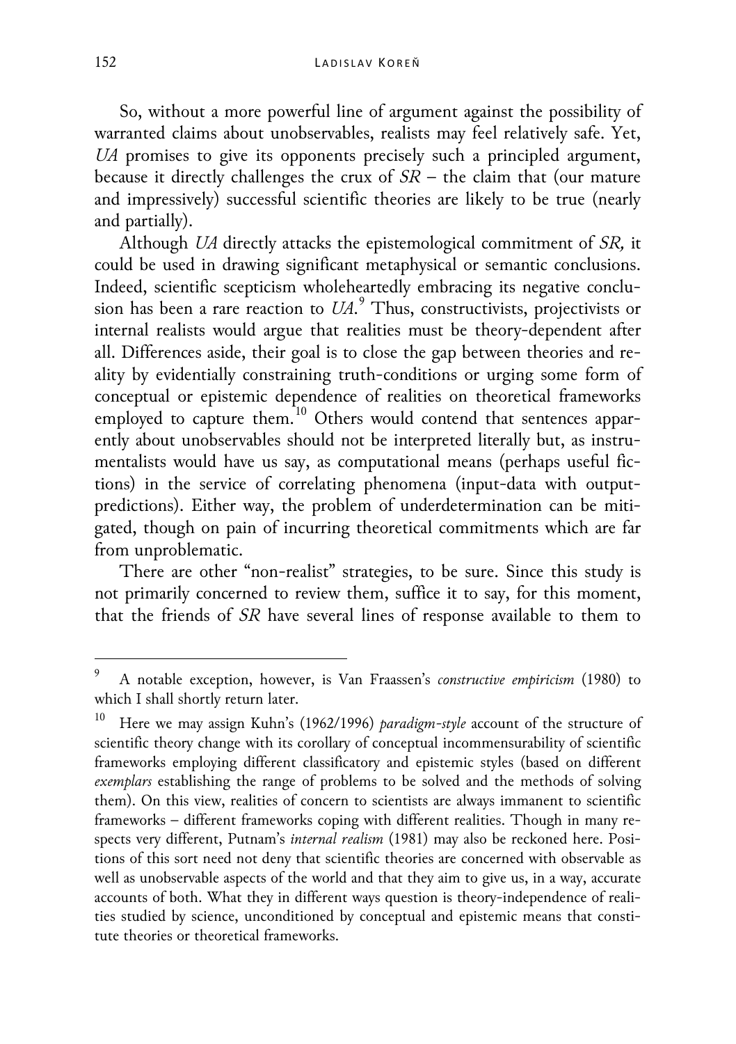So, without a more powerful line of argument against the possibility of warranted claims about unobservables, realists may feel relatively safe. Yet, *UA* promises to give its opponents precisely such a principled argument, because it directly challenges the crux of *SR* – the claim that (our mature and impressively) successful scientific theories are likely to be true (nearly and partially).

Although *UA* directly attacks the epistemological commitment of *SR,* it could be used in drawing significant metaphysical or semantic conclusions. Indeed, scientific scepticism wholeheartedly embracing its negative conclusion has been a rare reaction to *UA*.[9] Thus, constructivists, projectivists or internal realists would argue that realities must be theory-dependent after all. Differences aside, their goal is to close the gap between theories and reality by evidentially constraining truth-conditions or urging some form of conceptual or epistemic dependence of realities on theoretical frameworks employed to capture them.[10] Others would contend that sentences apparently about unobservables should not be interpreted literally but, as instrumentalists would have us say, as computational means (perhaps useful fictions) in the service of correlating phenomena (input-data with output-predictions). Either way, the problem of underdetermination can be mitigated, though on pain of incurring theoretical commitments which are far from unproblematic.

There are other "non-realist" strategies, to be sure. Since this study is not primarily concerned to review them, suffice it to say, for this moment, that the friends of *SR* have several lines of response available to them to

---

[9] A notable exception, however, is Van Fraassen's *constructive empiricism* (1980) to which I shall shortly return later.

[10] Here we may assign Kuhn's (1962/1996) *paradigm-style* account of the structure of scientific theory change with its corollary of conceptual incommensurability of scientific frameworks employing different classificatory and epistemic styles (based on different *exemplars* establishing the range of problems to be solved and the methods of solving them). On this view, realities of concern to scientists are always immanent to scientific frameworks – different frameworks coping with different realities. Though in many respects very different, Putnam's *internal realism* (1981) may also be reckoned here. Positions of this sort need not deny that scientific theories are concerned with observable as well as unobservable aspects of the world and that they aim to give us, in a way, accurate accounts of both. What they in different ways question is theory-independence of realities studied by science, unconditioned by conceptual and epistemic means that constitute theories or theoretical frameworks.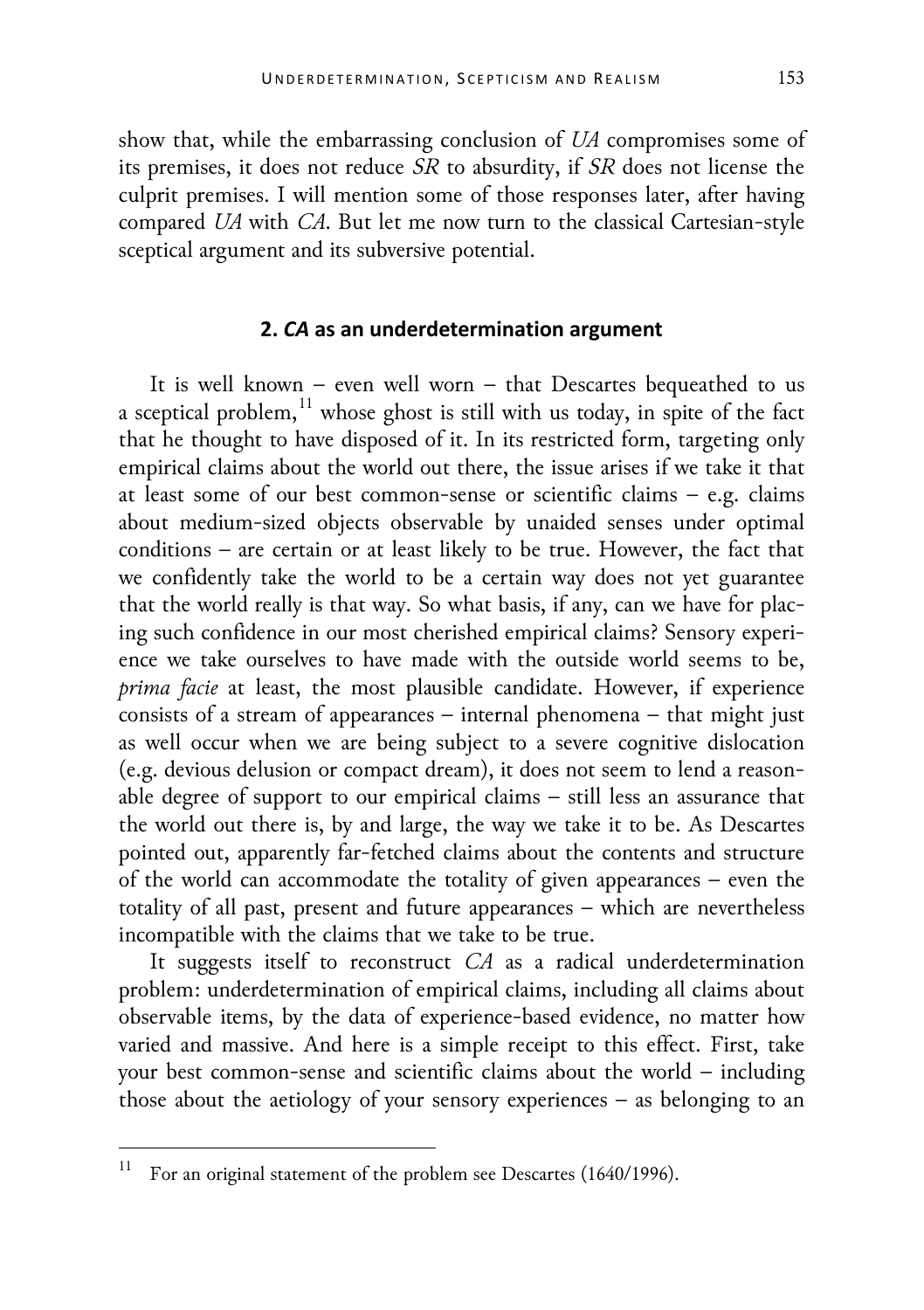show that, while the embarrassing conclusion of *UA* compromises some of its premises, it does not reduce *SR* to absurdity, if *SR* does not license the culprit premises. I will mention some of those responses later, after having compared *UA* with *CA*. But let me now turn to the classical Cartesian-style sceptical argument and its subversive potential.

## 2. *CA* as an underdetermination argument

It is well known – even well worn – that Descartes bequeathed to us a sceptical problem,[11] whose ghost is still with us today, in spite of the fact that he thought to have disposed of it. In its restricted form, targeting only empirical claims about the world out there, the issue arises if we take it that at least some of our best common-sense or scientific claims – e.g. claims about medium-sized objects observable by unaided senses under optimal conditions – are certain or at least likely to be true. However, the fact that we confidently take the world to be a certain way does not yet guarantee that the world really is that way. So what basis, if any, can we have for placing such confidence in our most cherished empirical claims? Sensory experience we take ourselves to have made with the outside world seems to be, *prima facie* at least, the most plausible candidate. However, if experience consists of a stream of appearances – internal phenomena – that might just as well occur when we are being subject to a severe cognitive dislocation (e.g. devious delusion or compact dream), it does not seem to lend a reasonable degree of support to our empirical claims – still less an assurance that the world out there is, by and large, the way we take it to be. As Descartes pointed out, apparently far-fetched claims about the contents and structure of the world can accommodate the totality of given appearances – even the totality of all past, present and future appearances – which are nevertheless incompatible with the claims that we take to be true.

It suggests itself to reconstruct *CA* as a radical underdetermination problem: underdetermination of empirical claims, including all claims about observable items, by the data of experience-based evidence, no matter how varied and massive. And here is a simple receipt to this effect. First, take your best common-sense and scientific claims about the world – including those about the aetiology of your sensory experiences – as belonging to an

---

[11] For an original statement of the problem see Descartes (1640/1996).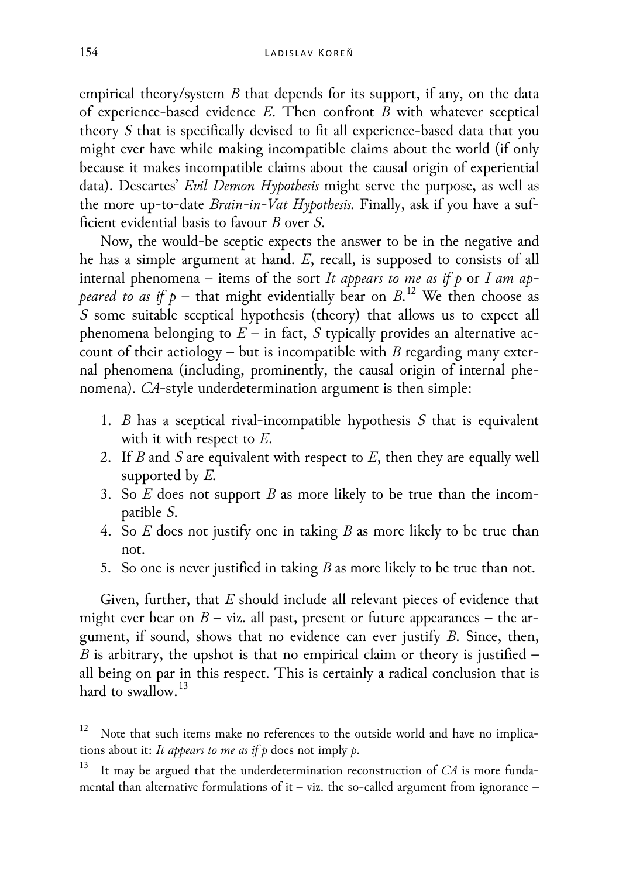empirical theory/system *B* that depends for its support, if any, on the data of experience-based evidence *E*. Then confront *B* with whatever sceptical theory *S* that is specifically devised to fit all experience-based data that you might ever have while making incompatible claims about the world (if only because it makes incompatible claims about the causal origin of experiential data). Descartes' *Evil Demon Hypothesis* might serve the purpose, as well as the more up-to-date *Brain-in-Vat Hypothesis*. Finally, ask if you have a sufficient evidential basis to favour *B* over *S*.

Now, the would-be sceptic expects the answer to be in the negative and he has a simple argument at hand. *E*, recall, is supposed to consists of all internal phenomena – items of the sort *It appears to me as if p* or *I am appeared to as if p* – that might evidentially bear on *B*.[12] We then choose as *S* some suitable sceptical hypothesis (theory) that allows us to expect all phenomena belonging to *E* – in fact, *S* typically provides an alternative account of their aetiology – but is incompatible with *B* regarding many external phenomena (including, prominently, the causal origin of internal phenomena). *CA*-style underdetermination argument is then simple:

1. *B* has a sceptical rival-incompatible hypothesis *S* that is equivalent with it with respect to *E*.
2. If *B* and *S* are equivalent with respect to *E*, then they are equally well supported by *E*.
3. So *E* does not support *B* as more likely to be true than the incompatible *S*.
4. So *E* does not justify one in taking *B* as more likely to be true than not.
5. So one is never justified in taking *B* as more likely to be true than not.

Given, further, that *E* should include all relevant pieces of evidence that might ever bear on *B* – viz. all past, present or future appearances – the argument, if sound, shows that no evidence can ever justify *B*. Since, then, *B* is arbitrary, the upshot is that no empirical claim or theory is justified – all being on par in this respect. This is certainly a radical conclusion that is hard to swallow.[13]

---

[12] Note that such items make no references to the outside world and have no implications about it: *It appears to me as if p* does not imply *p*.

[13] It may be argued that the underdetermination reconstruction of *CA* is more fundamental than alternative formulations of it – viz. the so-called argument from ignorance –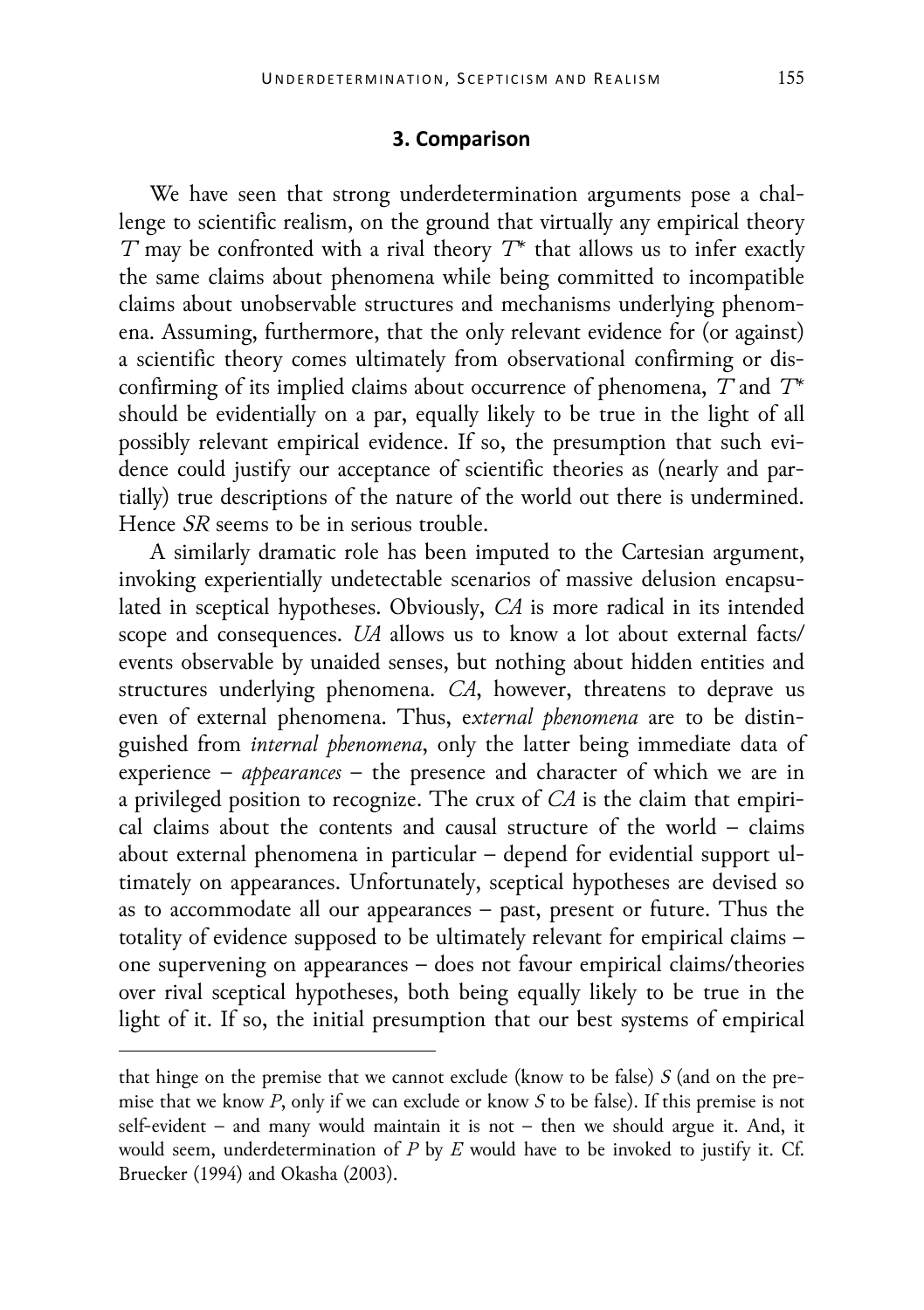## 3. Comparison

We have seen that strong underdetermination arguments pose a challenge to scientific realism, on the ground that virtually any empirical theory $T$ may be confronted with a rival theory $T^*$ that allows us to infer exactly the same claims about phenomena while being committed to incompatible claims about unobservable structures and mechanisms underlying phenomena. Assuming, furthermore, that the only relevant evidence for (or against) a scientific theory comes ultimately from observational confirming or disconfirming of its implied claims about occurrence of phenomena, $T$ and $T^*$ should be evidentially on a par, equally likely to be true in the light of all possibly relevant empirical evidence. If so, the presumption that such evidence could justify our acceptance of scientific theories as (nearly and partially) true descriptions of the nature of the world out there is undermined. Hence *SR* seems to be in serious trouble.

A similarly dramatic role has been imputed to the Cartesian argument, invoking experientially undetectable scenarios of massive delusion encapsulated in sceptical hypotheses. Obviously, *CA* is more radical in its intended scope and consequences. *UA* allows us to know a lot about external facts/events observable by unaided senses, but nothing about hidden entities and structures underlying phenomena. *CA*, however, threatens to deprave us even of external phenomena. Thus, *external phenomena* are to be distinguished from *internal phenomena*, only the latter being immediate data of experience – *appearances* – the presence and character of which we are in a privileged position to recognize. The crux of *CA* is the claim that empirical claims about the contents and causal structure of the world – claims about external phenomena in particular – depend for evidential support ultimately on appearances. Unfortunately, sceptical hypotheses are devised so as to accommodate all our appearances – past, present or future. Thus the totality of evidence supposed to be ultimately relevant for empirical claims – one supervening on appearances – does not favour empirical claims/theories over rival sceptical hypotheses, both being equally likely to be true in the light of it. If so, the initial presumption that our best systems of empirical

---

that hinge on the premise that we cannot exclude (know to be false) $S$ (and on the premise that we know $P$, only if we can exclude or know $S$ to be false). If this premise is not self-evident – and many would maintain it is not – then we should argue it. And, it would seem, underdetermination of $P$ by $E$ would have to be invoked to justify it. Cf. Bruecker (1994) and Okasha (2003).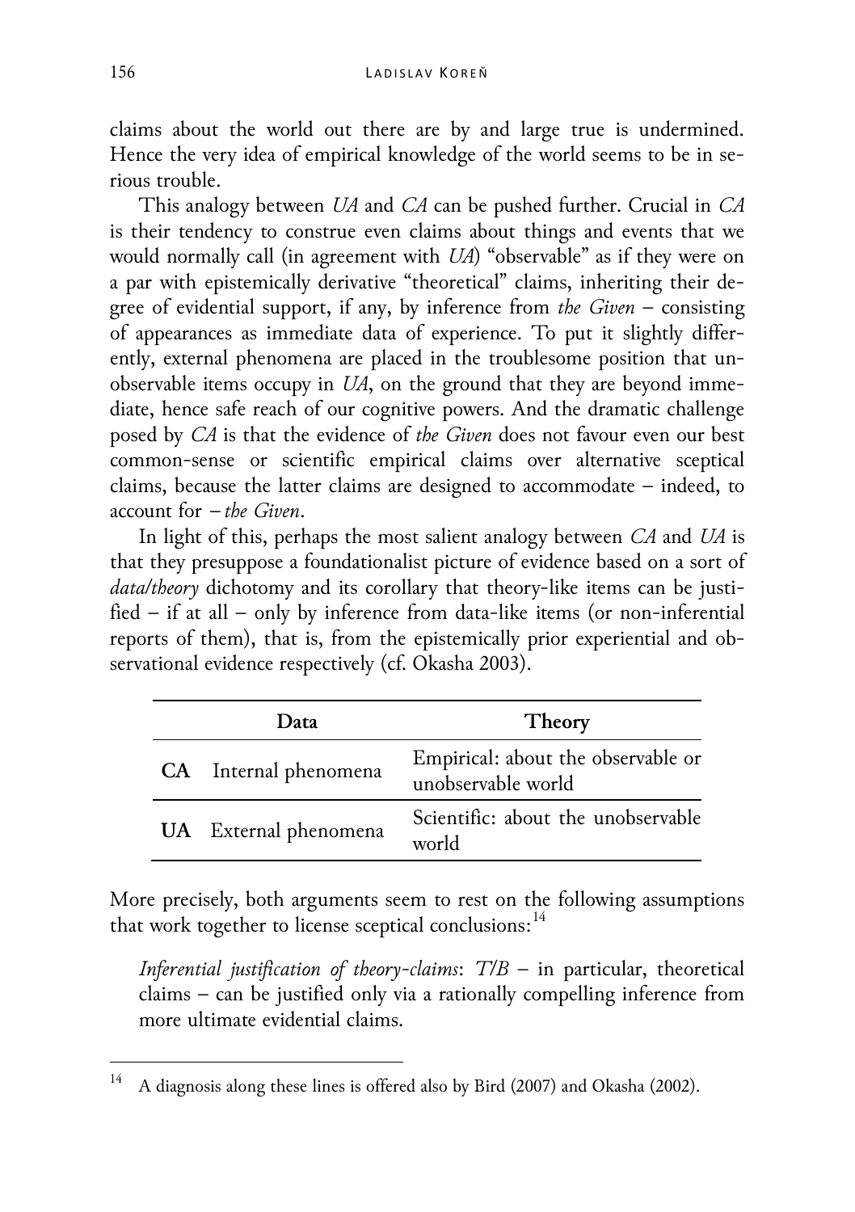claims about the world out there are by and large true is undermined. Hence the very idea of empirical knowledge of the world seems to be in serious trouble.

This analogy between *UA* and *CA* can be pushed further. Crucial in *CA* is their tendency to construe even claims about things and events that we would normally call (in agreement with *UA*) "observable" as if they were on a par with epistemically derivative "theoretical" claims, inheriting their degree of evidential support, if any, by inference from *the Given* – consisting of appearances as immediate data of experience. To put it slightly differently, external phenomena are placed in the troublesome position that unobservable items occupy in *UA*, on the ground that they are beyond immediate, hence safe reach of our cognitive powers. And the dramatic challenge posed by *CA* is that the evidence of *the Given* does not favour even our best common-sense or scientific empirical claims over alternative sceptical claims, because the latter claims are designed to accommodate – indeed, to account for – *the Given*.

In light of this, perhaps the most salient analogy between *CA* and *UA* is that they presuppose a foundationalist picture of evidence based on a sort of *data/theory* dichotomy and its corollary that theory-like items can be justified – if at all – only by inference from data-like items (or non-inferential reports of them), that is, from the epistemically prior experiential and observational evidence respectively (cf. Okasha 2003).

| | Data | Theory |
|---|---|---|
| **CA** | Internal phenomena | Empirical: about the observable or unobservable world |
| **UA** | External phenomena | Scientific: about the unobservable world |

More precisely, both arguments seem to rest on the following assumptions that work together to license sceptical conclusions:[14]

> *Inferential justification of theory-claims*: *T/B* – in particular, theoretical claims – can be justified only via a rationally compelling inference from more ultimate evidential claims.

[14] A diagnosis along these lines is offered also by Bird (2007) and Okasha (2002).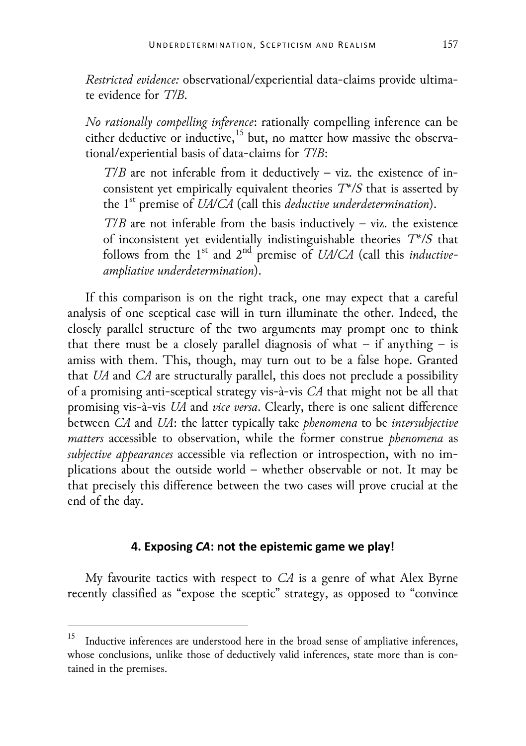*Restricted evidence:* observational/experiential data-claims provide ultimate evidence for *T*/*B*.

*No rationally compelling inference*: rationally compelling inference can be either deductive or inductive,[15] but, no matter how massive the observational/experiential basis of data-claims for *T*/*B*:

> *T*/*B* are not inferable from it deductively – viz. the existence of inconsistent yet empirically equivalent theories *T*\*/*S* that is asserted by the 1st premise of *UA*/*CA* (call this *deductive underdetermination*).
>
> *T*/*B* are not inferable from the basis inductively – viz. the existence of inconsistent yet evidentially indistinguishable theories *T*\*/*S* that follows from the 1st and 2nd premise of *UA*/*CA* (call this *inductive-ampliative underdetermination*).

If this comparison is on the right track, one may expect that a careful analysis of one sceptical case will in turn illuminate the other. Indeed, the closely parallel structure of the two arguments may prompt one to think that there must be a closely parallel diagnosis of what – if anything – is amiss with them. This, though, may turn out to be a false hope. Granted that *UA* and *CA* are structurally parallel, this does not preclude a possibility of a promising anti-sceptical strategy vis-à-vis *CA* that might not be all that promising vis-à-vis *UA* and *vice versa*. Clearly, there is one salient difference between *CA* and *UA*: the latter typically take *phenomena* to be *intersubjective matters* accessible to observation, while the former construe *phenomena* as *subjective appearances* accessible via reflection or introspection, with no implications about the outside world – whether observable or not. It may be that precisely this difference between the two cases will prove crucial at the end of the day.

#### 4. Exposing *CA*: not the epistemic game we play!

My favourite tactics with respect to *CA* is a genre of what Alex Byrne recently classified as "expose the sceptic" strategy, as opposed to "convince

---

[15] Inductive inferences are understood here in the broad sense of ampliative inferences, whose conclusions, unlike those of deductively valid inferences, state more than is contained in the premises.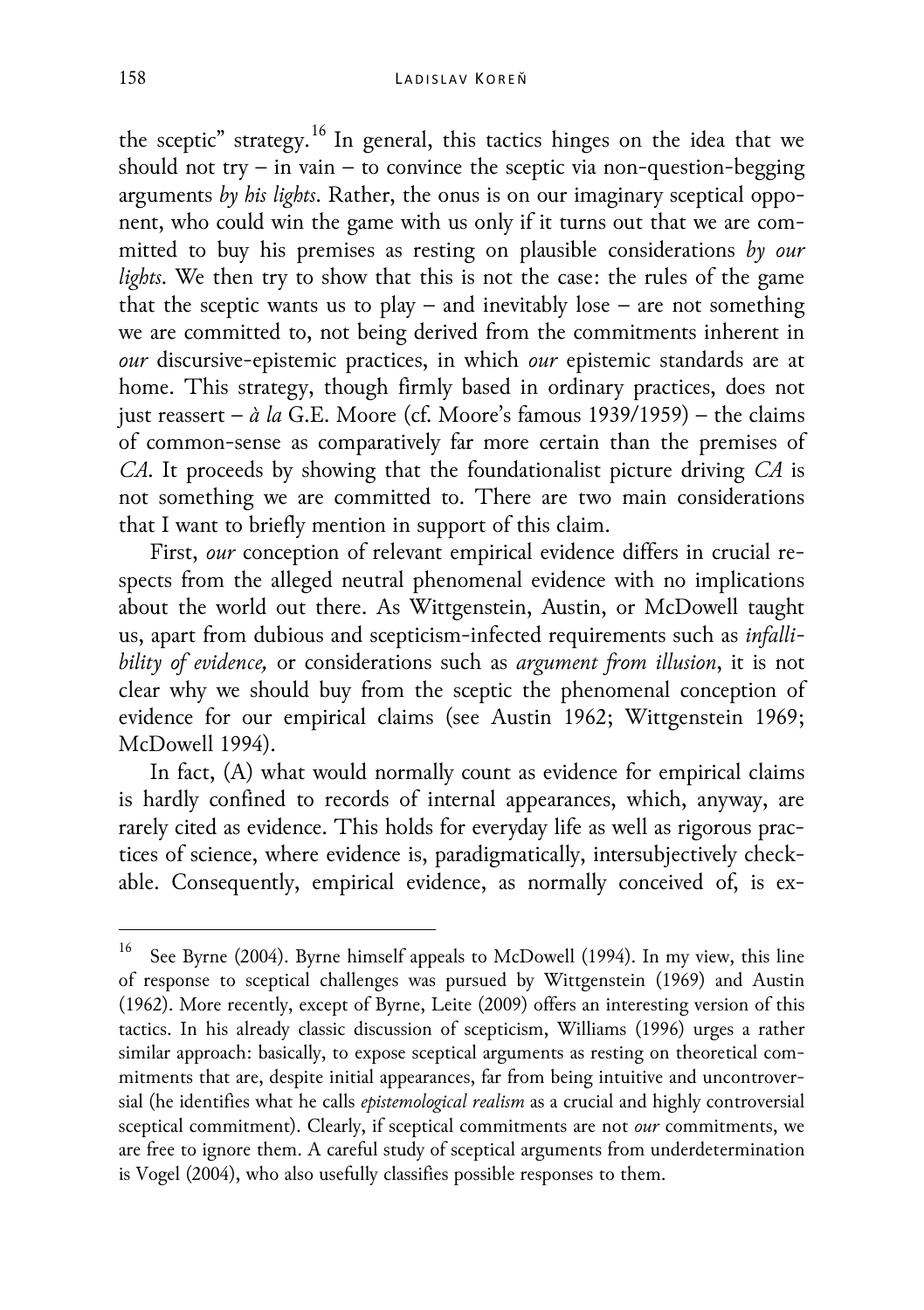the sceptic" strategy.[16] In general, this tactics hinges on the idea that we should not try – in vain – to convince the sceptic via non-question-begging arguments *by his lights*. Rather, the onus is on our imaginary sceptical opponent, who could win the game with us only if it turns out that we are committed to buy his premises as resting on plausible considerations *by our lights*. We then try to show that this is not the case: the rules of the game that the sceptic wants us to play – and inevitably lose – are not something we are committed to, not being derived from the commitments inherent in *our* discursive-epistemic practices, in which *our* epistemic standards are at home. This strategy, though firmly based in ordinary practices, does not just reassert – *à la* G.E. Moore (cf. Moore's famous 1939/1959) – the claims of common-sense as comparatively far more certain than the premises of *CA*. It proceeds by showing that the foundationalist picture driving *CA* is not something we are committed to. There are two main considerations that I want to briefly mention in support of this claim.

First, *our* conception of relevant empirical evidence differs in crucial respects from the alleged neutral phenomenal evidence with no implications about the world out there. As Wittgenstein, Austin, or McDowell taught us, apart from dubious and scepticism-infected requirements such as *infallibility of evidence,* or considerations such as *argument from illusion*, it is not clear why we should buy from the sceptic the phenomenal conception of evidence for our empirical claims (see Austin 1962; Wittgenstein 1969; McDowell 1994).

In fact, (A) what would normally count as evidence for empirical claims is hardly confined to records of internal appearances, which, anyway, are rarely cited as evidence. This holds for everyday life as well as rigorous practices of science, where evidence is, paradigmatically, intersubjectively checkable. Consequently, empirical evidence, as normally conceived of, is ex-

---

[16] See Byrne (2004). Byrne himself appeals to McDowell (1994). In my view, this line of response to sceptical challenges was pursued by Wittgenstein (1969) and Austin (1962). More recently, except of Byrne, Leite (2009) offers an interesting version of this tactics. In his already classic discussion of scepticism, Williams (1996) urges a rather similar approach: basically, to expose sceptical arguments as resting on theoretical commitments that are, despite initial appearances, far from being intuitive and uncontroversial (he identifies what he calls *epistemological realism* as a crucial and highly controversial sceptical commitment). Clearly, if sceptical commitments are not *our* commitments, we are free to ignore them. A careful study of sceptical arguments from underdetermination is Vogel (2004), who also usefully classifies possible responses to them.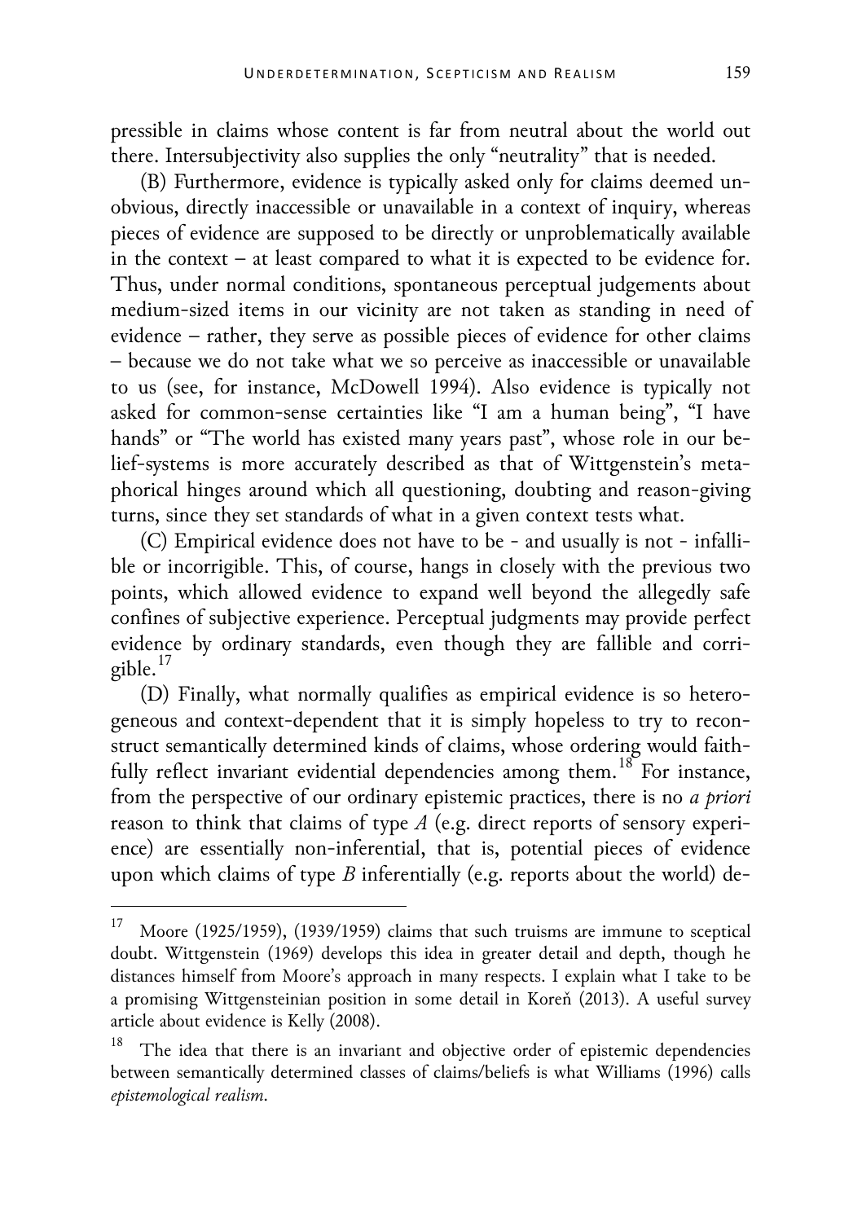pressible in claims whose content is far from neutral about the world out there. Intersubjectivity also supplies the only "neutrality" that is needed.

(B) Furthermore, evidence is typically asked only for claims deemed unobvious, directly inaccessible or unavailable in a context of inquiry, whereas pieces of evidence are supposed to be directly or unproblematically available in the context – at least compared to what it is expected to be evidence for. Thus, under normal conditions, spontaneous perceptual judgements about medium-sized items in our vicinity are not taken as standing in need of evidence – rather, they serve as possible pieces of evidence for other claims – because we do not take what we so perceive as inaccessible or unavailable to us (see, for instance, McDowell 1994). Also evidence is typically not asked for common-sense certainties like "I am a human being", "I have hands" or "The world has existed many years past", whose role in our belief-systems is more accurately described as that of Wittgenstein's metaphorical hinges around which all questioning, doubting and reason-giving turns, since they set standards of what in a given context tests what.

(C) Empirical evidence does not have to be - and usually is not - infallible or incorrigible. This, of course, hangs in closely with the previous two points, which allowed evidence to expand well beyond the allegedly safe confines of subjective experience. Perceptual judgments may provide perfect evidence by ordinary standards, even though they are fallible and corrigible.[17]

(D) Finally, what normally qualifies as empirical evidence is so heterogeneous and context-dependent that it is simply hopeless to try to reconstruct semantically determined kinds of claims, whose ordering would faithfully reflect invariant evidential dependencies among them.[18] For instance, from the perspective of our ordinary epistemic practices, there is no *a priori* reason to think that claims of type *A* (e.g. direct reports of sensory experience) are essentially non-inferential, that is, potential pieces of evidence upon which claims of type *B* inferentially (e.g. reports about the world) de-

---

[17] Moore (1925/1959), (1939/1959) claims that such truisms are immune to sceptical doubt. Wittgenstein (1969) develops this idea in greater detail and depth, though he distances himself from Moore's approach in many respects. I explain what I take to be a promising Wittgensteinian position in some detail in Koreň (2013). A useful survey article about evidence is Kelly (2008).

[18] The idea that there is an invariant and objective order of epistemic dependencies between semantically determined classes of claims/beliefs is what Williams (1996) calls *epistemological realism*.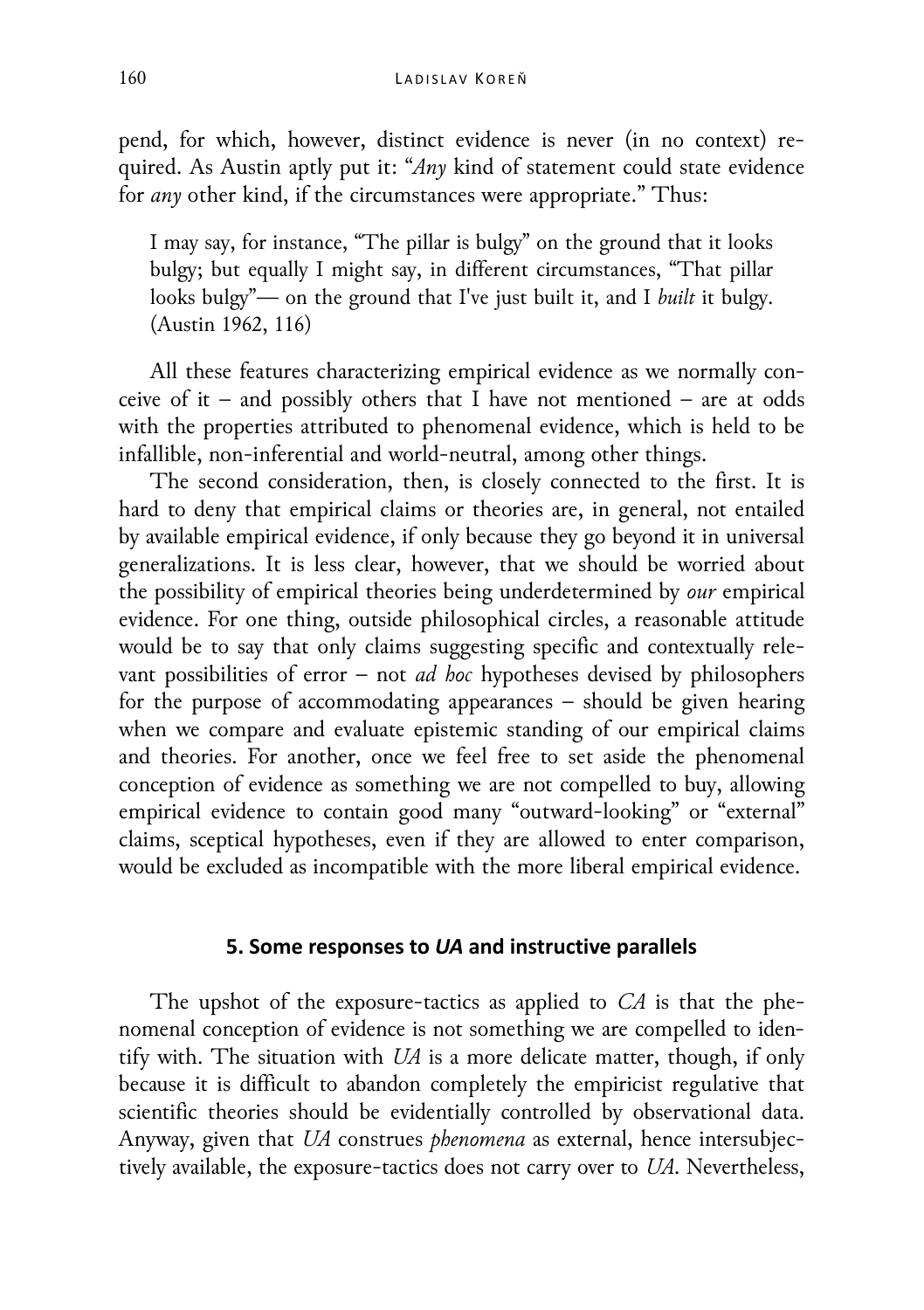pend, for which, however, distinct evidence is never (in no context) required. As Austin aptly put it: "*Any* kind of statement could state evidence for *any* other kind, if the circumstances were appropriate." Thus:

> I may say, for instance, "The pillar is bulgy" on the ground that it looks bulgy; but equally I might say, in different circumstances, "That pillar looks bulgy"— on the ground that I've just built it, and I *built* it bulgy. (Austin 1962, 116)

All these features characterizing empirical evidence as we normally conceive of it – and possibly others that I have not mentioned – are at odds with the properties attributed to phenomenal evidence, which is held to be infallible, non-inferential and world-neutral, among other things.

The second consideration, then, is closely connected to the first. It is hard to deny that empirical claims or theories are, in general, not entailed by available empirical evidence, if only because they go beyond it in universal generalizations. It is less clear, however, that we should be worried about the possibility of empirical theories being underdetermined by *our* empirical evidence. For one thing, outside philosophical circles, a reasonable attitude would be to say that only claims suggesting specific and contextually relevant possibilities of error – not *ad hoc* hypotheses devised by philosophers for the purpose of accommodating appearances – should be given hearing when we compare and evaluate epistemic standing of our empirical claims and theories. For another, once we feel free to set aside the phenomenal conception of evidence as something we are not compelled to buy, allowing empirical evidence to contain good many "outward-looking" or "external" claims, sceptical hypotheses, even if they are allowed to enter comparison, would be excluded as incompatible with the more liberal empirical evidence.

## 5. Some responses to *UA* and instructive parallels

The upshot of the exposure-tactics as applied to *CA* is that the phenomenal conception of evidence is not something we are compelled to identify with. The situation with *UA* is a more delicate matter, though, if only because it is difficult to abandon completely the empiricist regulative that scientific theories should be evidentially controlled by observational data. Anyway, given that *UA* construes *phenomena* as external, hence intersubjectively available, the exposure-tactics does not carry over to *UA*. Nevertheless,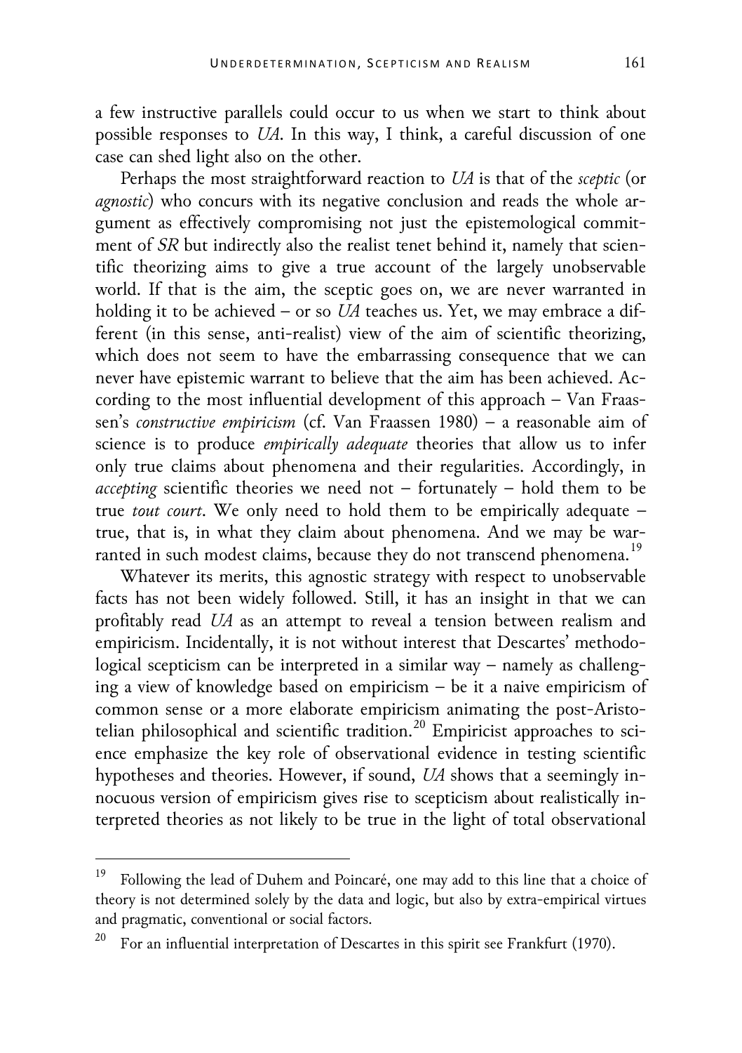a few instructive parallels could occur to us when we start to think about possible responses to *UA*. In this way, I think, a careful discussion of one case can shed light also on the other.

Perhaps the most straightforward reaction to *UA* is that of the *sceptic* (or *agnostic*) who concurs with its negative conclusion and reads the whole argument as effectively compromising not just the epistemological commitment of *SR* but indirectly also the realist tenet behind it, namely that scientific theorizing aims to give a true account of the largely unobservable world. If that is the aim, the sceptic goes on, we are never warranted in holding it to be achieved – or so *UA* teaches us. Yet, we may embrace a different (in this sense, anti-realist) view of the aim of scientific theorizing, which does not seem to have the embarrassing consequence that we can never have epistemic warrant to believe that the aim has been achieved. According to the most influential development of this approach – Van Fraassen's *constructive empiricism* (cf. Van Fraassen 1980) – a reasonable aim of science is to produce *empirically adequate* theories that allow us to infer only true claims about phenomena and their regularities. Accordingly, in *accepting* scientific theories we need not – fortunately – hold them to be true *tout court*. We only need to hold them to be empirically adequate – true, that is, in what they claim about phenomena. And we may be warranted in such modest claims, because they do not transcend phenomena.[19]

Whatever its merits, this agnostic strategy with respect to unobservable facts has not been widely followed. Still, it has an insight in that we can profitably read *UA* as an attempt to reveal a tension between realism and empiricism. Incidentally, it is not without interest that Descartes' methodological scepticism can be interpreted in a similar way – namely as challenging a view of knowledge based on empiricism – be it a naive empiricism of common sense or a more elaborate empiricism animating the post-Aristotelian philosophical and scientific tradition.[20] Empiricist approaches to science emphasize the key role of observational evidence in testing scientific hypotheses and theories. However, if sound, *UA* shows that a seemingly innocuous version of empiricism gives rise to scepticism about realistically interpreted theories as not likely to be true in the light of total observational

---

[19] Following the lead of Duhem and Poincaré, one may add to this line that a choice of theory is not determined solely by the data and logic, but also by extra-empirical virtues and pragmatic, conventional or social factors.

[20] For an influential interpretation of Descartes in this spirit see Frankfurt (1970).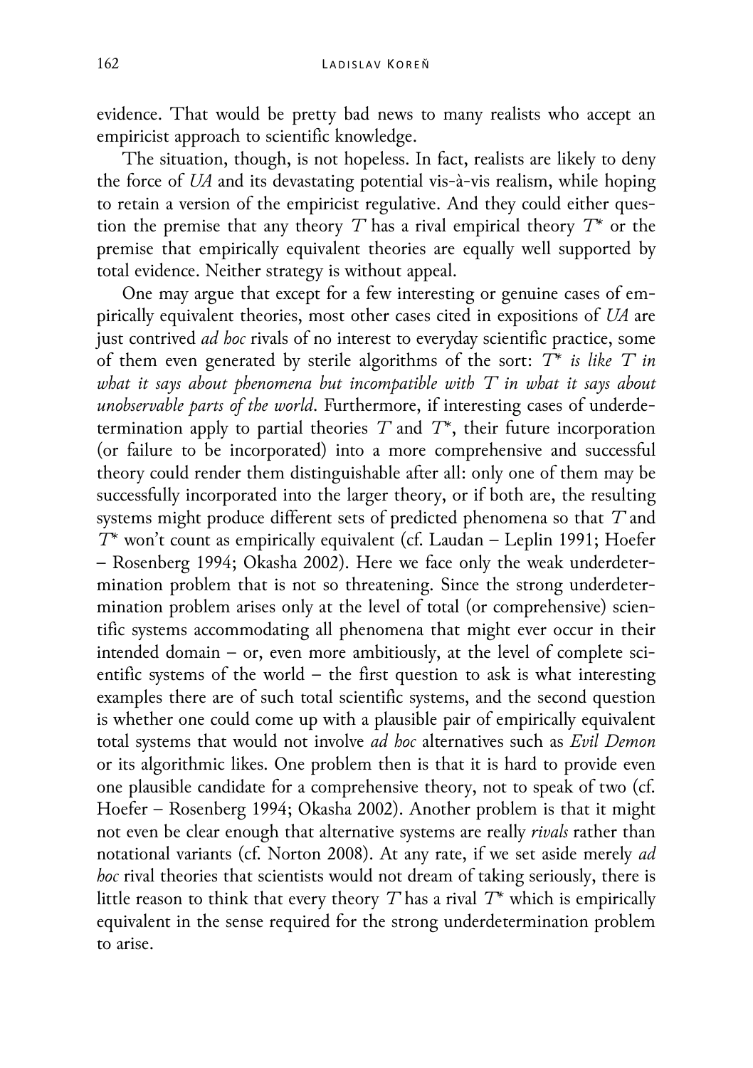evidence. That would be pretty bad news to many realists who accept an empiricist approach to scientific knowledge.

The situation, though, is not hopeless. In fact, realists are likely to deny the force of *UA* and its devastating potential vis-à-vis realism, while hoping to retain a version of the empiricist regulative. And they could either question the premise that any theory $T$ has a rival empirical theory $T^*$ or the premise that empirically equivalent theories are equally well supported by total evidence. Neither strategy is without appeal.

One may argue that except for a few interesting or genuine cases of empirically equivalent theories, most other cases cited in expositions of *UA* are just contrived *ad hoc* rivals of no interest to everyday scientific practice, some of them even generated by sterile algorithms of the sort: *$T^*$ is like $T$ in what it says about phenomena but incompatible with $T$ in what it says about unobservable parts of the world*. Furthermore, if interesting cases of underdetermination apply to partial theories $T$ and $T^*$, their future incorporation (or failure to be incorporated) into a more comprehensive and successful theory could render them distinguishable after all: only one of them may be successfully incorporated into the larger theory, or if both are, the resulting systems might produce different sets of predicted phenomena so that $T$ and $T^*$ won't count as empirically equivalent (cf. Laudan – Leplin 1991; Hoefer – Rosenberg 1994; Okasha 2002). Here we face only the weak underdetermination problem that is not so threatening. Since the strong underdetermination problem arises only at the level of total (or comprehensive) scientific systems accommodating all phenomena that might ever occur in their intended domain – or, even more ambitiously, at the level of complete scientific systems of the world – the first question to ask is what interesting examples there are of such total scientific systems, and the second question is whether one could come up with a plausible pair of empirically equivalent total systems that would not involve *ad hoc* alternatives such as *Evil Demon* or its algorithmic likes. One problem then is that it is hard to provide even one plausible candidate for a comprehensive theory, not to speak of two (cf. Hoefer – Rosenberg 1994; Okasha 2002). Another problem is that it might not even be clear enough that alternative systems are really *rivals* rather than notational variants (cf. Norton 2008). At any rate, if we set aside merely *ad hoc* rival theories that scientists would not dream of taking seriously, there is little reason to think that every theory $T$ has a rival $T^*$ which is empirically equivalent in the sense required for the strong underdetermination problem to arise.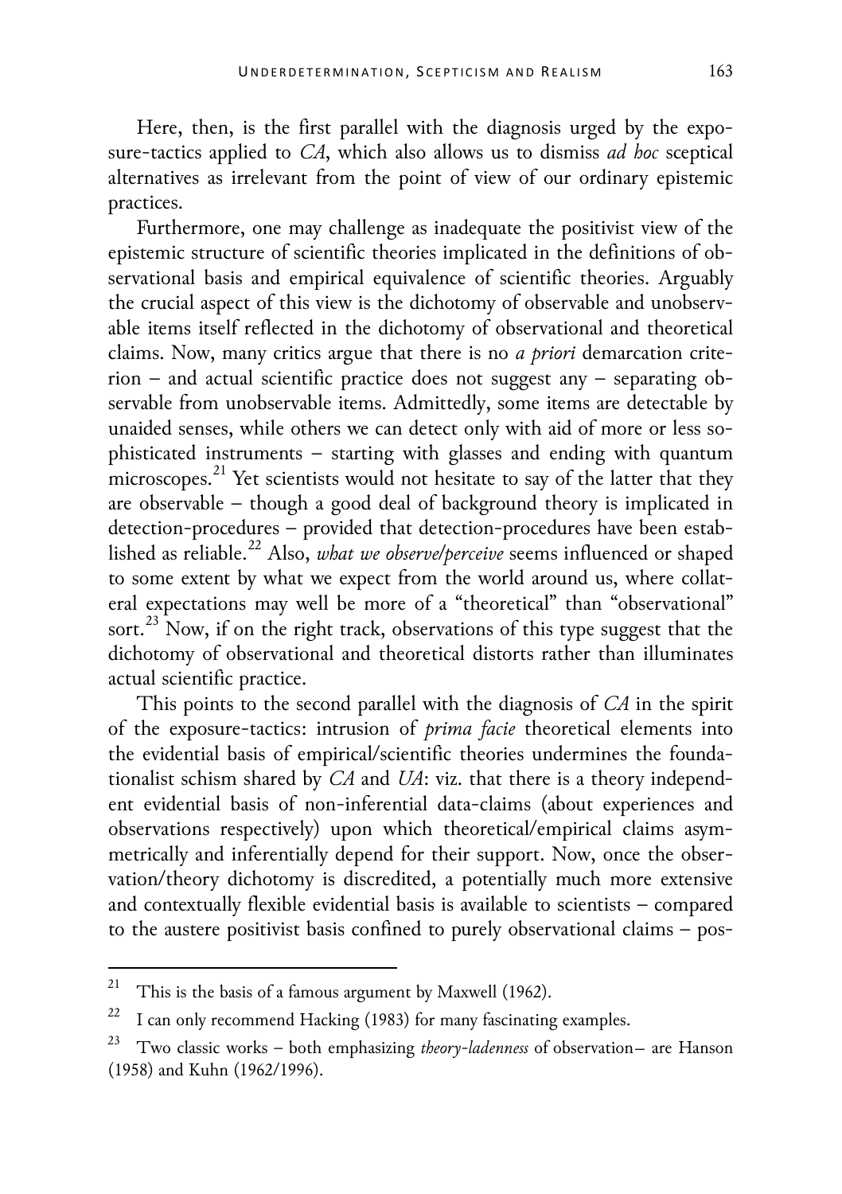Here, then, is the first parallel with the diagnosis urged by the exposure-tactics applied to *CA*, which also allows us to dismiss *ad hoc* sceptical alternatives as irrelevant from the point of view of our ordinary epistemic practices.

Furthermore, one may challenge as inadequate the positivist view of the epistemic structure of scientific theories implicated in the definitions of observational basis and empirical equivalence of scientific theories. Arguably the crucial aspect of this view is the dichotomy of observable and unobservable items itself reflected in the dichotomy of observational and theoretical claims. Now, many critics argue that there is no *a priori* demarcation criterion – and actual scientific practice does not suggest any – separating observable from unobservable items. Admittedly, some items are detectable by unaided senses, while others we can detect only with aid of more or less sophisticated instruments – starting with glasses and ending with quantum microscopes.[21] Yet scientists would not hesitate to say of the latter that they are observable – though a good deal of background theory is implicated in detection-procedures – provided that detection-procedures have been established as reliable.[22] Also, *what we observe/perceive* seems influenced or shaped to some extent by what we expect from the world around us, where collateral expectations may well be more of a "theoretical" than "observational" sort.[23] Now, if on the right track, observations of this type suggest that the dichotomy of observational and theoretical distorts rather than illuminates actual scientific practice.

This points to the second parallel with the diagnosis of *CA* in the spirit of the exposure-tactics: intrusion of *prima facie* theoretical elements into the evidential basis of empirical/scientific theories undermines the foundationalist schism shared by *CA* and *UA*: viz. that there is a theory independent evidential basis of non-inferential data-claims (about experiences and observations respectively) upon which theoretical/empirical claims asymmetrically and inferentially depend for their support. Now, once the observation/theory dichotomy is discredited, a potentially much more extensive and contextually flexible evidential basis is available to scientists – compared to the austere positivist basis confined to purely observational claims – pos-

---

[21] This is the basis of a famous argument by Maxwell (1962).

[22] I can only recommend Hacking (1983) for many fascinating examples.

[23] Two classic works – both emphasizing *theory-ladenness* of observation– are Hanson (1958) and Kuhn (1962/1996).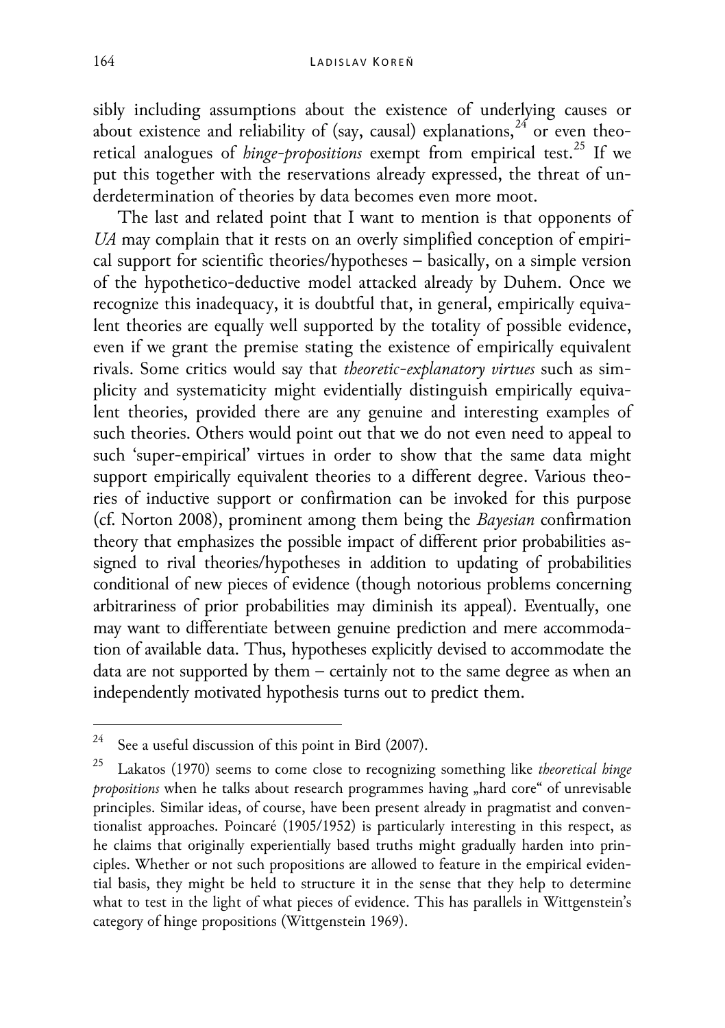sibly including assumptions about the existence of underlying causes or about existence and reliability of (say, causal) explanations,[24] or even theoretical analogues of *hinge-propositions* exempt from empirical test.[25] If we put this together with the reservations already expressed, the threat of underdetermination of theories by data becomes even more moot.

The last and related point that I want to mention is that opponents of *UA* may complain that it rests on an overly simplified conception of empirical support for scientific theories/hypotheses – basically, on a simple version of the hypothetico-deductive model attacked already by Duhem. Once we recognize this inadequacy, it is doubtful that, in general, empirically equivalent theories are equally well supported by the totality of possible evidence, even if we grant the premise stating the existence of empirically equivalent rivals. Some critics would say that *theoretic-explanatory virtues* such as simplicity and systematicity might evidentially distinguish empirically equivalent theories, provided there are any genuine and interesting examples of such theories. Others would point out that we do not even need to appeal to such 'super-empirical' virtues in order to show that the same data might support empirically equivalent theories to a different degree. Various theories of inductive support or confirmation can be invoked for this purpose (cf. Norton 2008), prominent among them being the *Bayesian* confirmation theory that emphasizes the possible impact of different prior probabilities assigned to rival theories/hypotheses in addition to updating of probabilities conditional of new pieces of evidence (though notorious problems concerning arbitrariness of prior probabilities may diminish its appeal). Eventually, one may want to differentiate between genuine prediction and mere accommodation of available data. Thus, hypotheses explicitly devised to accommodate the data are not supported by them – certainly not to the same degree as when an independently motivated hypothesis turns out to predict them.

---

[24] See a useful discussion of this point in Bird (2007).

[25] Lakatos (1970) seems to come close to recognizing something like *theoretical hinge propositions* when he talks about research programmes having „hard core" of unrevisable principles. Similar ideas, of course, have been present already in pragmatist and conventionalist approaches. Poincaré (1905/1952) is particularly interesting in this respect, as he claims that originally experientially based truths might gradually harden into principles. Whether or not such propositions are allowed to feature in the empirical evidential basis, they might be held to structure it in the sense that they help to determine what to test in the light of what pieces of evidence. This has parallels in Wittgenstein's category of hinge propositions (Wittgenstein 1969).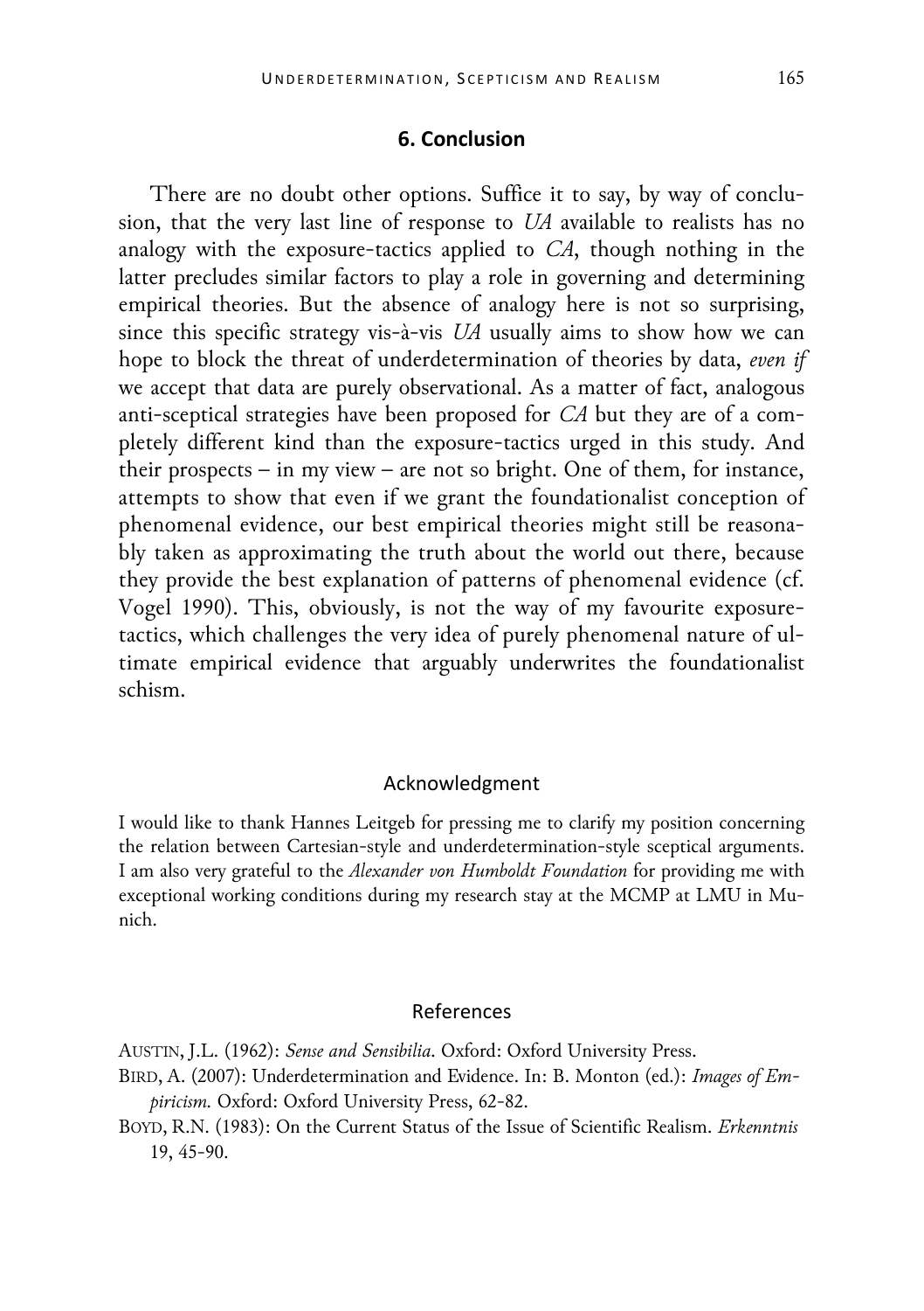## 6. Conclusion

There are no doubt other options. Suffice it to say, by way of conclusion, that the very last line of response to *UA* available to realists has no analogy with the exposure-tactics applied to *CA*, though nothing in the latter precludes similar factors to play a role in governing and determining empirical theories. But the absence of analogy here is not so surprising, since this specific strategy vis-à-vis *UA* usually aims to show how we can hope to block the threat of underdetermination of theories by data, *even if* we accept that data are purely observational. As a matter of fact, analogous anti-sceptical strategies have been proposed for *CA* but they are of a completely different kind than the exposure-tactics urged in this study. And their prospects – in my view – are not so bright. One of them, for instance, attempts to show that even if we grant the foundationalist conception of phenomenal evidence, our best empirical theories might still be reasonably taken as approximating the truth about the world out there, because they provide the best explanation of patterns of phenomenal evidence (cf. Vogel 1990). This, obviously, is not the way of my favourite exposure-tactics, which challenges the very idea of purely phenomenal nature of ultimate empirical evidence that arguably underwrites the foundationalist schism.

### Acknowledgment

I would like to thank Hannes Leitgeb for pressing me to clarify my position concerning the relation between Cartesian-style and underdetermination-style sceptical arguments. I am also very grateful to the *Alexander von Humboldt Foundation* for providing me with exceptional working conditions during my research stay at the MCMP at LMU in Munich.

### References

AUSTIN, J.L. (1962): *Sense and Sensibilia*. Oxford: Oxford University Press.

BIRD, A. (2007): Underdetermination and Evidence. In: B. Monton (ed.): *Images of Empiricism*. Oxford: Oxford University Press, 62-82.

BOYD, R.N. (1983): On the Current Status of the Issue of Scientific Realism. *Erkenntnis* 19, 45-90.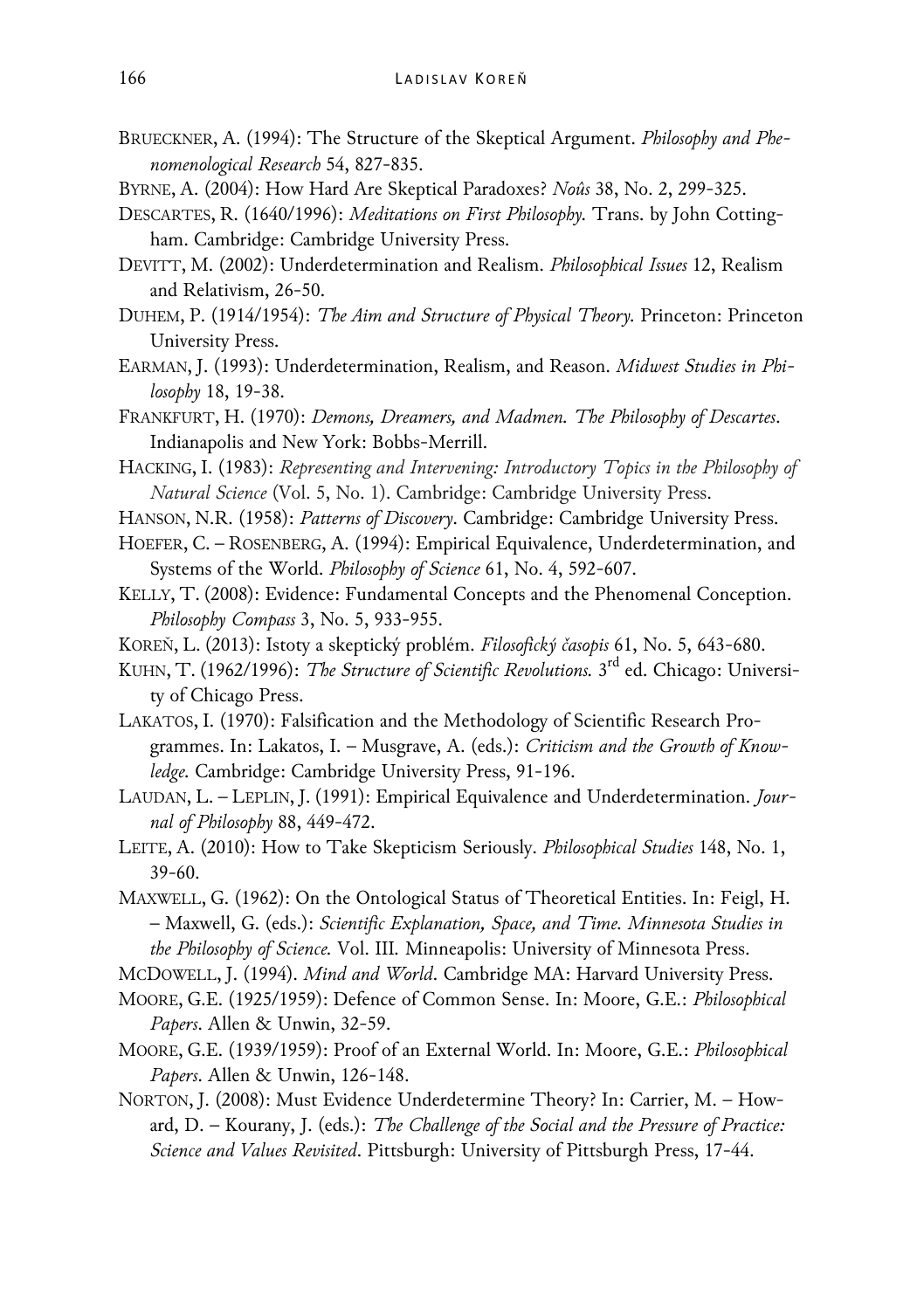BRUECKNER, A. (1994): The Structure of the Skeptical Argument. *Philosophy and Phenomenological Research* 54, 827-835.

BYRNE, A. (2004): How Hard Are Skeptical Paradoxes? *Noûs* 38, No. 2, 299-325.

DESCARTES, R. (1640/1996): *Meditations on First Philosophy.* Trans. by John Cottingham. Cambridge: Cambridge University Press.

DEVITT, M. (2002): Underdetermination and Realism. *Philosophical Issues* 12, Realism and Relativism, 26-50.

DUHEM, P. (1914/1954): *The Aim and Structure of Physical Theory.* Princeton: Princeton University Press.

EARMAN, J. (1993): Underdetermination, Realism, and Reason. *Midwest Studies in Philosophy* 18, 19-38.

FRANKFURT, H. (1970): *Demons, Dreamers, and Madmen. The Philosophy of Descartes*. Indianapolis and New York: Bobbs-Merrill.

HACKING, I. (1983): *Representing and Intervening: Introductory Topics in the Philosophy of Natural Science* (Vol. 5, No. 1). Cambridge: Cambridge University Press.

HANSON, N.R. (1958): *Patterns of Discovery.* Cambridge: Cambridge University Press.

HOEFER, C. – ROSENBERG, A. (1994): Empirical Equivalence, Underdetermination, and Systems of the World. *Philosophy of Science* 61, No. 4, 592-607.

KELLY, T. (2008): Evidence: Fundamental Concepts and the Phenomenal Conception. *Philosophy Compass* 3, No. 5, 933-955.

KOREŇ, L. (2013): Istoty a skeptický problém. *Filosofický časopis* 61, No. 5, 643-680.

KUHN, T. (1962/1996): *The Structure of Scientific Revolutions.* 3rd ed. Chicago: University of Chicago Press.

LAKATOS, I. (1970): Falsification and the Methodology of Scientific Research Programmes. In: Lakatos, I. – Musgrave, A. (eds.): *Criticism and the Growth of Knowledge.* Cambridge: Cambridge University Press, 91-196.

LAUDAN, L. – LEPLIN, J. (1991): Empirical Equivalence and Underdetermination. *Journal of Philosophy* 88, 449-472.

LEITE, A. (2010): How to Take Skepticism Seriously. *Philosophical Studies* 148, No. 1, 39-60.

MAXWELL, G. (1962): On the Ontological Status of Theoretical Entities. In: Feigl, H. – Maxwell, G. (eds.): *Scientific Explanation, Space, and Time. Minnesota Studies in the Philosophy of Science.* Vol. III. Minneapolis: University of Minnesota Press.

MCDOWELL, J. (1994). *Mind and World*. Cambridge MA: Harvard University Press.

MOORE, G.E. (1925/1959): Defence of Common Sense. In: Moore, G.E.: *Philosophical Papers*. Allen & Unwin, 32-59.

MOORE, G.E. (1939/1959): Proof of an External World. In: Moore, G.E.: *Philosophical Papers*. Allen & Unwin, 126-148.

NORTON, J. (2008): Must Evidence Underdetermine Theory? In: Carrier, M. – Howard, D. – Kourany, J. (eds.): *The Challenge of the Social and the Pressure of Practice: Science and Values Revisited*. Pittsburgh: University of Pittsburgh Press, 17-44.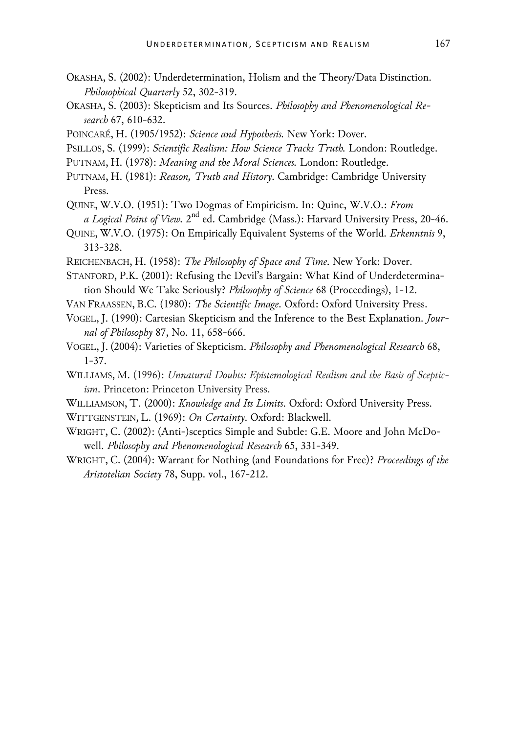OKASHA, S. (2002): Underdetermination, Holism and the Theory/Data Distinction. *Philosophical Quarterly* 52, 302-319.

OKASHA, S. (2003): Skepticism and Its Sources. *Philosophy and Phenomenological Research* 67, 610-632.

POINCARÉ, H. (1905/1952): *Science and Hypothesis.* New York: Dover.

PSILLOS, S. (1999): *Scientific Realism: How Science Tracks Truth.* London: Routledge.

PUTNAM, H. (1978): *Meaning and the Moral Sciences.* London: Routledge.

PUTNAM, H. (1981): *Reason, Truth and History*. Cambridge: Cambridge University Press.

QUINE, W.V.O. (1951): Two Dogmas of Empiricism. In: Quine, W.V.O.: *From a Logical Point of View.* 2nd ed. Cambridge (Mass.): Harvard University Press, 20-46.

QUINE, W.V.O. (1975): On Empirically Equivalent Systems of the World. *Erkenntnis* 9, 313-328.

REICHENBACH, H. (1958): *The Philosophy of Space and Time*. New York: Dover.

STANFORD, P.K. (2001): Refusing the Devil's Bargain: What Kind of Underdetermination Should We Take Seriously? *Philosophy of Science* 68 (Proceedings), 1-12.

VAN FRAASSEN, B.C. (1980): *The Scientific Image*. Oxford: Oxford University Press.

VOGEL, J. (1990): Cartesian Skepticism and the Inference to the Best Explanation. *Journal of Philosophy* 87, No. 11, 658-666.

VOGEL, J. (2004): Varieties of Skepticism. *Philosophy and Phenomenological Research* 68, 1-37.

WILLIAMS, M. (1996): *Unnatural Doubts: Epistemological Realism and the Basis of Scepticism*. Princeton: Princeton University Press.

WILLIAMSON, T. (2000): *Knowledge and Its Limits*. Oxford: Oxford University Press.

WITTGENSTEIN, L. (1969): *On Certainty*. Oxford: Blackwell.

WRIGHT, C. (2002): (Anti-)sceptics Simple and Subtle: G.E. Moore and John McDowell. *Philosophy and Phenomenological Research* 65, 331-349.

WRIGHT, C. (2004): Warrant for Nothing (and Foundations for Free)? *Proceedings of the Aristotelian Society* 78, Supp. vol., 167-212.